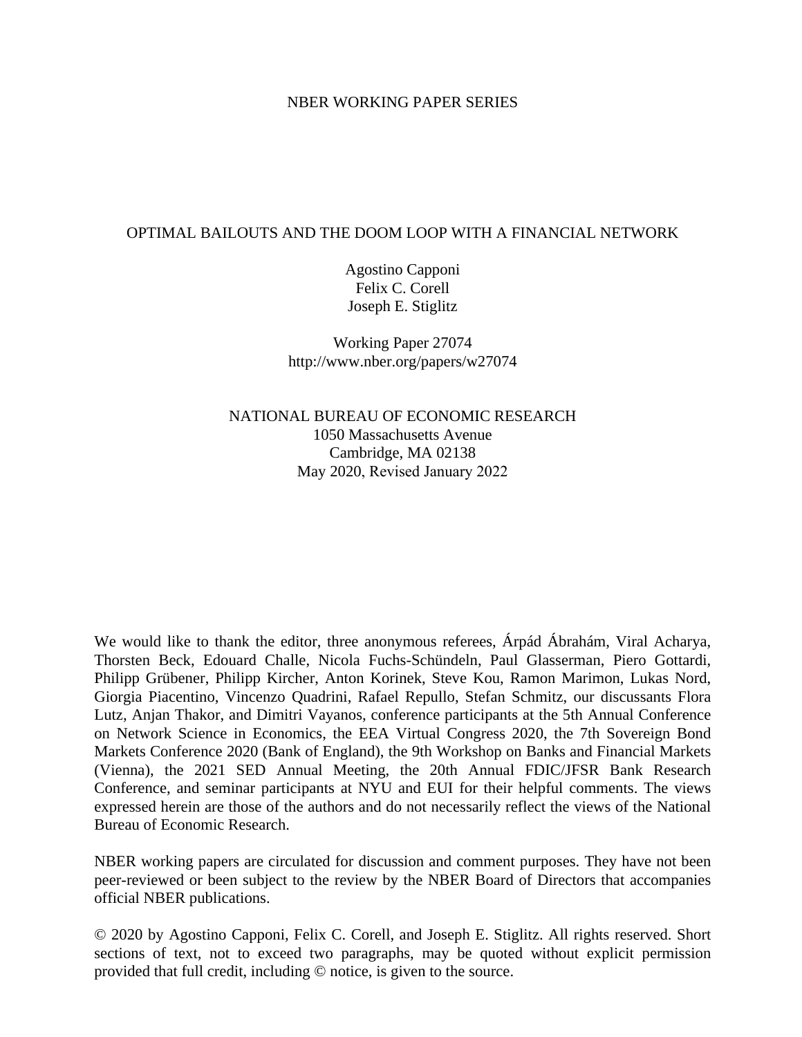NBER WORKING PAPER SERIES

# OPTIMAL BAILOUTS AND THE DOOM LOOP WITH A FINANCIAL NETWORK

Agostino Capponi
Felix C. Corell
Joseph E. Stiglitz

Working Paper 27074
http://www.nber.org/papers/w27074

NATIONAL BUREAU OF ECONOMIC RESEARCH
1050 Massachusetts Avenue
Cambridge, MA 02138
May 2020, Revised January 2022

We would like to thank the editor, three anonymous referees, Árpád Ábrahám, Viral Acharya, Thorsten Beck, Edouard Challe, Nicola Fuchs-Schündeln, Paul Glasserman, Piero Gottardi, Philipp Grübener, Philipp Kircher, Anton Korinek, Steve Kou, Ramon Marimon, Lukas Nord, Giorgia Piacentino, Vincenzo Quadrini, Rafael Repullo, Stefan Schmitz, our discussants Flora Lutz, Anjan Thakor, and Dimitri Vayanos, conference participants at the 5th Annual Conference on Network Science in Economics, the EEA Virtual Congress 2020, the 7th Sovereign Bond Markets Conference 2020 (Bank of England), the 9th Workshop on Banks and Financial Markets (Vienna), the 2021 SED Annual Meeting, the 20th Annual FDIC/JFSR Bank Research Conference, and seminar participants at NYU and EUI for their helpful comments. The views expressed herein are those of the authors and do not necessarily reflect the views of the National Bureau of Economic Research.

NBER working papers are circulated for discussion and comment purposes. They have not been peer-reviewed or been subject to the review by the NBER Board of Directors that accompanies official NBER publications.

© 2020 by Agostino Capponi, Felix C. Corell, and Joseph E. Stiglitz. All rights reserved. Short sections of text, not to exceed two paragraphs, may be quoted without explicit permission provided that full credit, including © notice, is given to the source.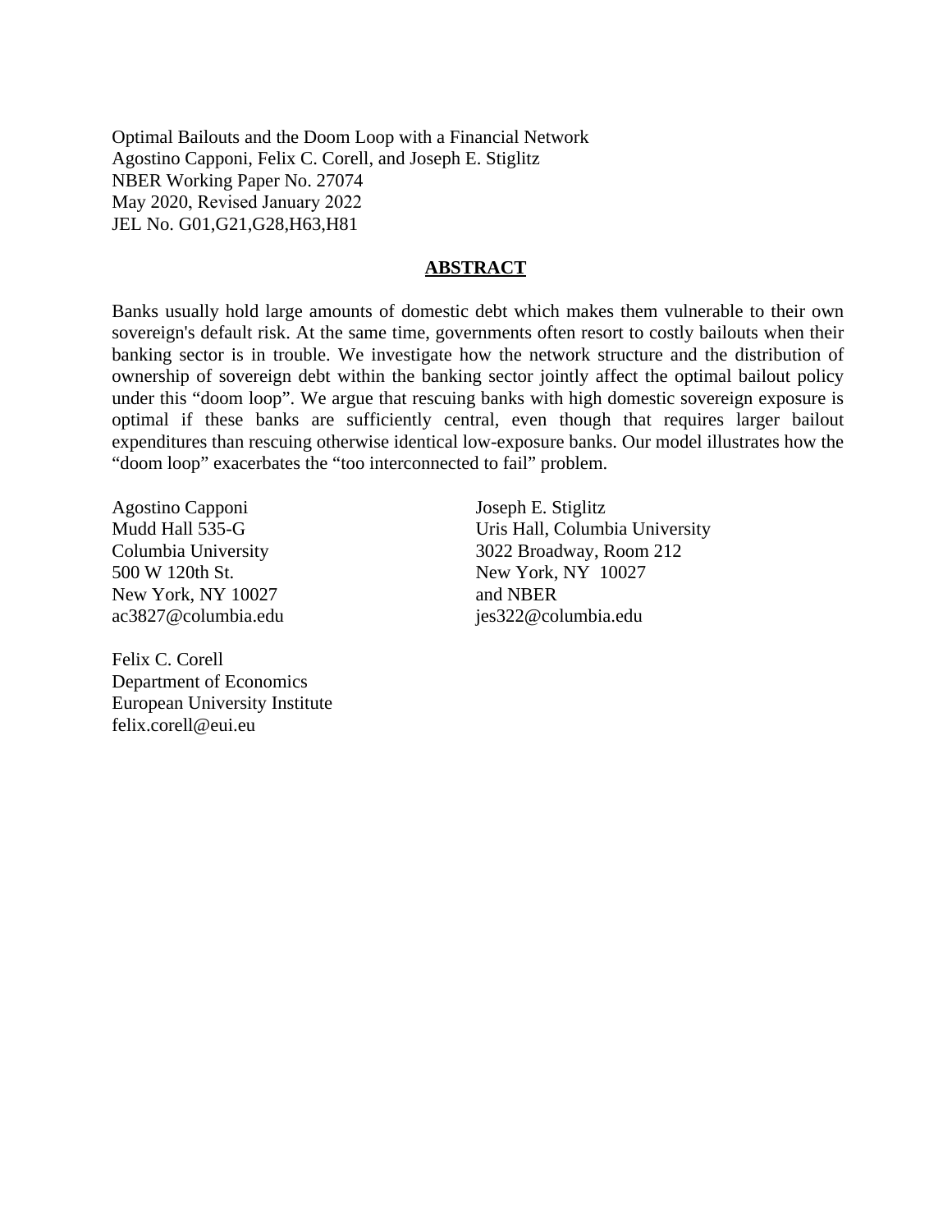Optimal Bailouts and the Doom Loop with a Financial Network
Agostino Capponi, Felix C. Corell, and Joseph E. Stiglitz
NBER Working Paper No. 27074
May 2020, Revised January 2022
JEL No. G01,G21,G28,H63,H81

## ABSTRACT

Banks usually hold large amounts of domestic debt which makes them vulnerable to their own sovereign's default risk. At the same time, governments often resort to costly bailouts when their banking sector is in trouble. We investigate how the network structure and the distribution of ownership of sovereign debt within the banking sector jointly affect the optimal bailout policy under this "doom loop". We argue that rescuing banks with high domestic sovereign exposure is optimal if these banks are sufficiently central, even though that requires larger bailout expenditures than rescuing otherwise identical low-exposure banks. Our model illustrates how the "doom loop" exacerbates the "too interconnected to fail" problem.

Agostino Capponi
Mudd Hall 535-G
Columbia University
500 W 120th St.
New York, NY 10027
ac3827@columbia.edu

Joseph E. Stiglitz
Uris Hall, Columbia University
3022 Broadway, Room 212
New York, NY 10027
and NBER
jes322@columbia.edu

Felix C. Corell
Department of Economics
European University Institute
felix.corell@eui.eu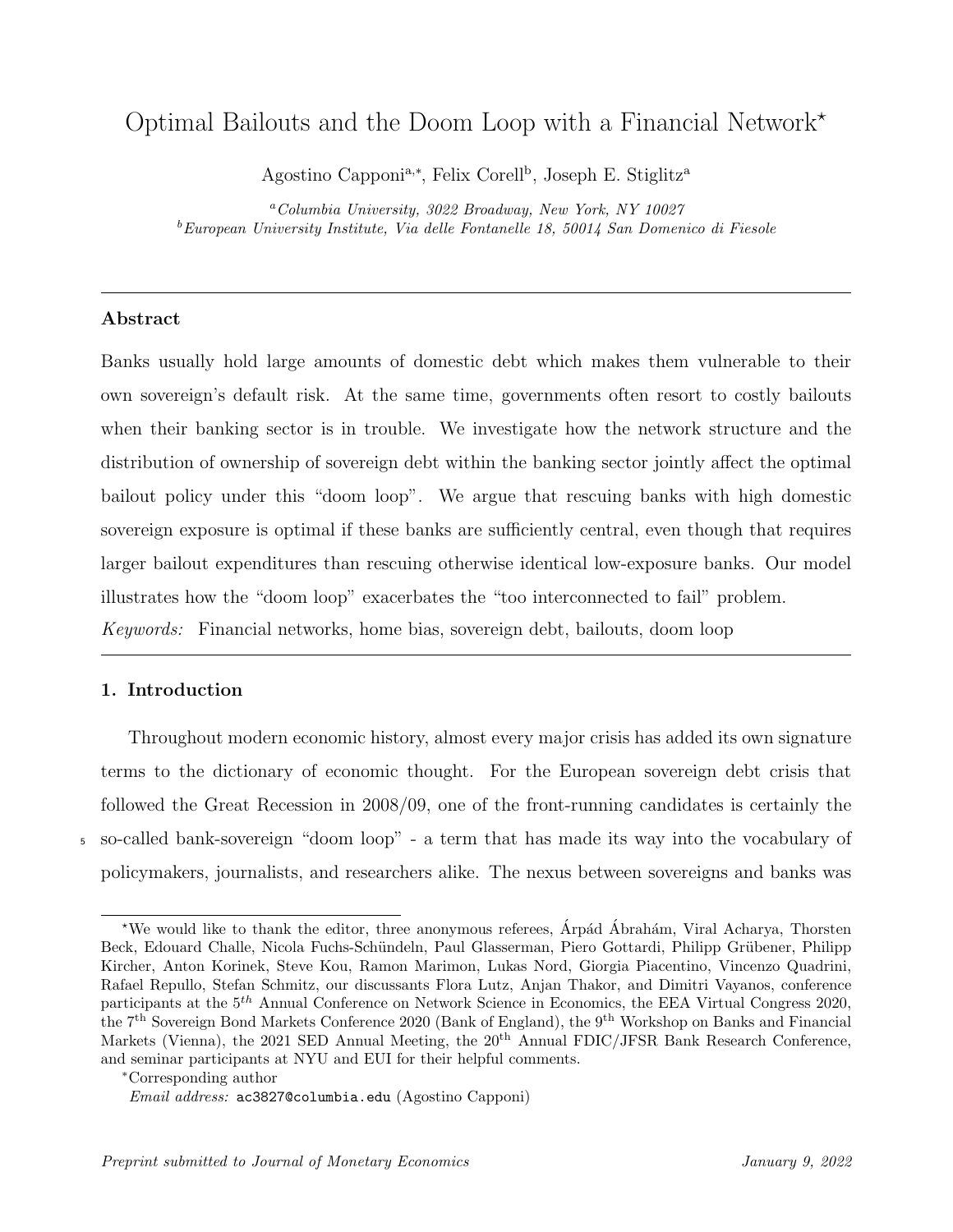# Optimal Bailouts and the Doom Loop with a Financial Network[⋆]

Agostino Capponi[a,∗], Felix Corell[b], Joseph E. Stiglitz[a]

[a] *Columbia University, 3022 Broadway, New York, NY 10027*

[b] *European University Institute, Via delle Fontanelle 18, 50014 San Domenico di Fiesole*

---

**Abstract**

Banks usually hold large amounts of domestic debt which makes them vulnerable to their own sovereign's default risk. At the same time, governments often resort to costly bailouts when their banking sector is in trouble. We investigate how the network structure and the distribution of ownership of sovereign debt within the banking sector jointly affect the optimal bailout policy under this "doom loop". We argue that rescuing banks with high domestic sovereign exposure is optimal if these banks are sufficiently central, even though that requires larger bailout expenditures than rescuing otherwise identical low-exposure banks. Our model illustrates how the "doom loop" exacerbates the "too interconnected to fail" problem.

*Keywords:* Financial networks, home bias, sovereign debt, bailouts, doom loop

---

## 1. Introduction

Throughout modern economic history, almost every major crisis has added its own signature terms to the dictionary of economic thought. For the European sovereign debt crisis that followed the Great Recession in 2008/09, one of the front-running candidates is certainly the so-called bank-sovereign "doom loop" - a term that has made its way into the vocabulary of policymakers, journalists, and researchers alike. The nexus between sovereigns and banks was

---

[⋆] We would like to thank the editor, three anonymous referees, Árpád Ábrahám, Viral Acharya, Thorsten Beck, Edouard Challe, Nicola Fuchs-Schündeln, Paul Glasserman, Piero Gottardi, Philipp Grübener, Philipp Kircher, Anton Korinek, Steve Kou, Ramon Marimon, Lukas Nord, Giorgia Piacentino, Vincenzo Quadrini, Rafael Repullo, Stefan Schmitz, our discussants Flora Lutz, Anjan Thakor, and Dimitri Vayanos, conference participants at the 5[th] Annual Conference on Network Science in Economics, the EEA Virtual Congress 2020, the 7[th] Sovereign Bond Markets Conference 2020 (Bank of England), the 9[th] Workshop on Banks and Financial Markets (Vienna), the 2021 SED Annual Meeting, the 20[th] Annual FDIC/JFSR Bank Research Conference, and seminar participants at NYU and EUI for their helpful comments.

[∗] Corresponding author

*Email address:* ac3827@columbia.edu (Agostino Capponi)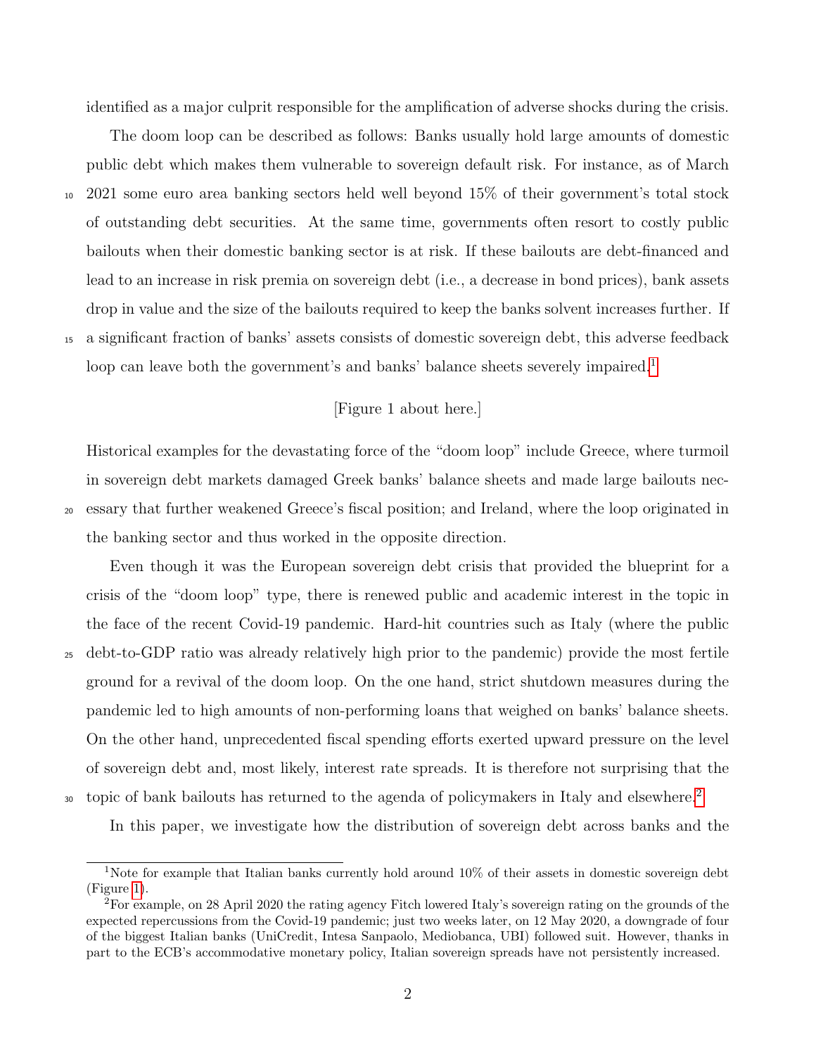identified as a major culprit responsible for the amplification of adverse shocks during the crisis.

The doom loop can be described as follows: Banks usually hold large amounts of domestic public debt which makes them vulnerable to sovereign default risk. For instance, as of March 2021 some euro area banking sectors held well beyond 15% of their government's total stock of outstanding debt securities. At the same time, governments often resort to costly public bailouts when their domestic banking sector is at risk. If these bailouts are debt-financed and lead to an increase in risk premia on sovereign debt (i.e., a decrease in bond prices), bank assets drop in value and the size of the bailouts required to keep the banks solvent increases further. If a significant fraction of banks' assets consists of domestic sovereign debt, this adverse feedback loop can leave both the government's and banks' balance sheets severely impaired.[1]

[Figure 1 about here.]

Historical examples for the devastating force of the "doom loop" include Greece, where turmoil in sovereign debt markets damaged Greek banks' balance sheets and made large bailouts necessary that further weakened Greece's fiscal position; and Ireland, where the loop originated in the banking sector and thus worked in the opposite direction.

Even though it was the European sovereign debt crisis that provided the blueprint for a crisis of the "doom loop" type, there is renewed public and academic interest in the topic in the face of the recent Covid-19 pandemic. Hard-hit countries such as Italy (where the public debt-to-GDP ratio was already relatively high prior to the pandemic) provide the most fertile ground for a revival of the doom loop. On the one hand, strict shutdown measures during the pandemic led to high amounts of non-performing loans that weighed on banks' balance sheets. On the other hand, unprecedented fiscal spending efforts exerted upward pressure on the level of sovereign debt and, most likely, interest rate spreads. It is therefore not surprising that the topic of bank bailouts has returned to the agenda of policymakers in Italy and elsewhere.[2]

In this paper, we investigate how the distribution of sovereign debt across banks and the

---

[1] Note for example that Italian banks currently hold around 10% of their assets in domestic sovereign debt (Figure 1).

[2] For example, on 28 April 2020 the rating agency Fitch lowered Italy's sovereign rating on the grounds of the expected repercussions from the Covid-19 pandemic; just two weeks later, on 12 May 2020, a downgrade of four of the biggest Italian banks (UniCredit, Intesa Sanpaolo, Mediobanca, UBI) followed suit. However, thanks in part to the ECB's accommodative monetary policy, Italian sovereign spreads have not persistently increased.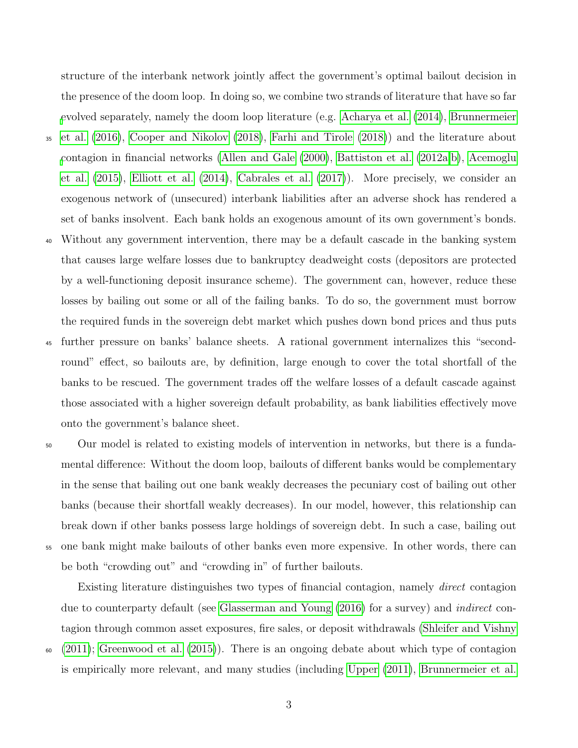structure of the interbank network jointly affect the government's optimal bailout decision in the presence of the doom loop. In doing so, we combine two strands of literature that have so far evolved separately, namely the doom loop literature (e.g. Acharya et al. (2014), Brunnermeier et al. (2016), Cooper and Nikolov (2018), Farhi and Tirole (2018)) and the literature about contagion in financial networks (Allen and Gale (2000), Battiston et al. (2012a,b), Acemoglu et al. (2015), Elliott et al. (2014), Cabrales et al. (2017)). More precisely, we consider an exogenous network of (unsecured) interbank liabilities after an adverse shock has rendered a set of banks insolvent. Each bank holds an exogenous amount of its own government's bonds. Without any government intervention, there may be a default cascade in the banking system that causes large welfare losses due to bankruptcy deadweight costs (depositors are protected by a well-functioning deposit insurance scheme). The government can, however, reduce these losses by bailing out some or all of the failing banks. To do so, the government must borrow the required funds in the sovereign debt market which pushes down bond prices and thus puts further pressure on banks' balance sheets. A rational government internalizes this "second-round" effect, so bailouts are, by definition, large enough to cover the total shortfall of the banks to be rescued. The government trades off the welfare losses of a default cascade against those associated with a higher sovereign default probability, as bank liabilities effectively move onto the government's balance sheet.

Our model is related to existing models of intervention in networks, but there is a fundamental difference: Without the doom loop, bailouts of different banks would be complementary in the sense that bailing out one bank weakly decreases the pecuniary cost of bailing out other banks (because their shortfall weakly decreases). In our model, however, this relationship can break down if other banks possess large holdings of sovereign debt. In such a case, bailing out one bank might make bailouts of other banks even more expensive. In other words, there can be both "crowding out" and "crowding in" of further bailouts.

Existing literature distinguishes two types of financial contagion, namely *direct* contagion due to counterparty default (see Glasserman and Young (2016) for a survey) and *indirect* contagion through common asset exposures, fire sales, or deposit withdrawals (Shleifer and Vishny (2011); Greenwood et al. (2015)). There is an ongoing debate about which type of contagion is empirically more relevant, and many studies (including Upper (2011), Brunnermeier et al.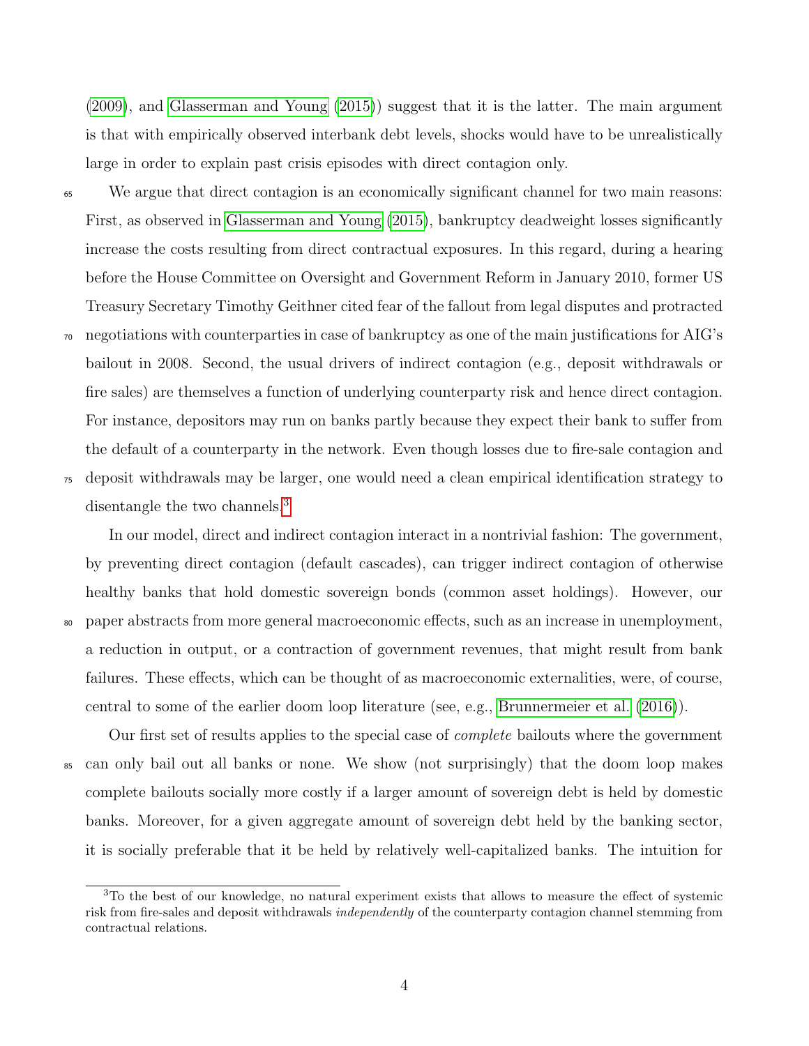(2009), and Glasserman and Young (2015)) suggest that it is the latter. The main argument is that with empirically observed interbank debt levels, shocks would have to be unrealistically large in order to explain past crisis episodes with direct contagion only.

We argue that direct contagion is an economically significant channel for two main reasons: First, as observed in Glasserman and Young (2015), bankruptcy deadweight losses significantly increase the costs resulting from direct contractual exposures. In this regard, during a hearing before the House Committee on Oversight and Government Reform in January 2010, former US Treasury Secretary Timothy Geithner cited fear of the fallout from legal disputes and protracted negotiations with counterparties in case of bankruptcy as one of the main justifications for AIG's bailout in 2008. Second, the usual drivers of indirect contagion (e.g., deposit withdrawals or fire sales) are themselves a function of underlying counterparty risk and hence direct contagion. For instance, depositors may run on banks partly because they expect their bank to suffer from the default of a counterparty in the network. Even though losses due to fire-sale contagion and deposit withdrawals may be larger, one would need a clean empirical identification strategy to disentangle the two channels.[3]

In our model, direct and indirect contagion interact in a nontrivial fashion: The government, by preventing direct contagion (default cascades), can trigger indirect contagion of otherwise healthy banks that hold domestic sovereign bonds (common asset holdings). However, our paper abstracts from more general macroeconomic effects, such as an increase in unemployment, a reduction in output, or a contraction of government revenues, that might result from bank failures. These effects, which can be thought of as macroeconomic externalities, were, of course, central to some of the earlier doom loop literature (see, e.g., Brunnermeier et al. (2016)).

Our first set of results applies to the special case of *complete* bailouts where the government can only bail out all banks or none. We show (not surprisingly) that the doom loop makes complete bailouts socially more costly if a larger amount of sovereign debt is held by domestic banks. Moreover, for a given aggregate amount of sovereign debt held by the banking sector, it is socially preferable that it be held by relatively well-capitalized banks. The intuition for

[3] To the best of our knowledge, no natural experiment exists that allows to measure the effect of systemic risk from fire-sales and deposit withdrawals *independently* of the counterparty contagion channel stemming from contractual relations.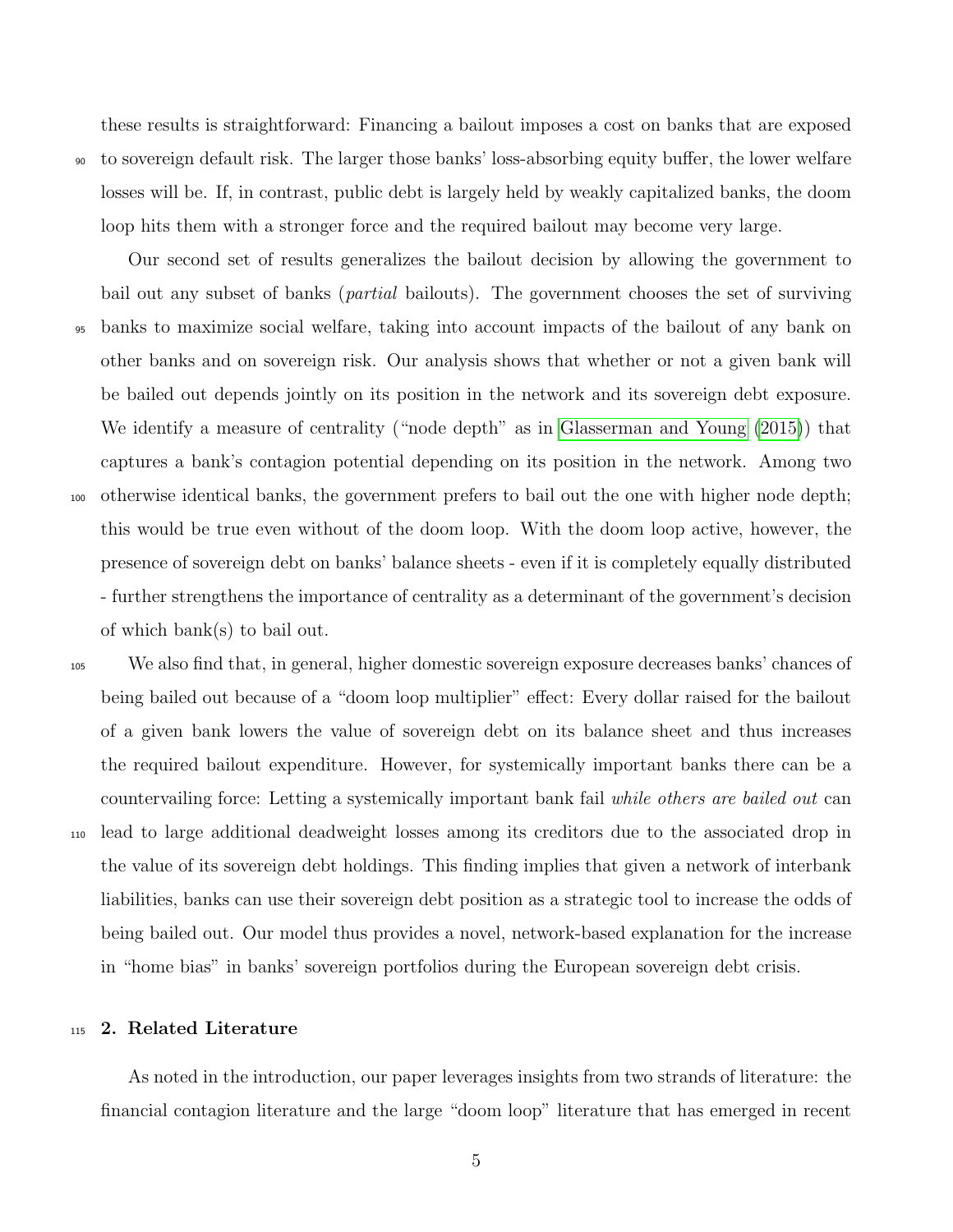these results is straightforward: Financing a bailout imposes a cost on banks that are exposed to sovereign default risk. The larger those banks' loss-absorbing equity buffer, the lower welfare losses will be. If, in contrast, public debt is largely held by weakly capitalized banks, the doom loop hits them with a stronger force and the required bailout may become very large.

Our second set of results generalizes the bailout decision by allowing the government to bail out any subset of banks (*partial* bailouts). The government chooses the set of surviving banks to maximize social welfare, taking into account impacts of the bailout of any bank on other banks and on sovereign risk. Our analysis shows that whether or not a given bank will be bailed out depends jointly on its position in the network and its sovereign debt exposure. We identify a measure of centrality ("node depth" as in Glasserman and Young (2015)) that captures a bank's contagion potential depending on its position in the network. Among two otherwise identical banks, the government prefers to bail out the one with higher node depth; this would be true even without of the doom loop. With the doom loop active, however, the presence of sovereign debt on banks' balance sheets - even if it is completely equally distributed - further strengthens the importance of centrality as a determinant of the government's decision of which bank(s) to bail out.

We also find that, in general, higher domestic sovereign exposure decreases banks' chances of being bailed out because of a "doom loop multiplier" effect: Every dollar raised for the bailout of a given bank lowers the value of sovereign debt on its balance sheet and thus increases the required bailout expenditure. However, for systemically important banks there can be a countervailing force: Letting a systemically important bank fail *while others are bailed out* can lead to large additional deadweight losses among its creditors due to the associated drop in the value of its sovereign debt holdings. This finding implies that given a network of interbank liabilities, banks can use their sovereign debt position as a strategic tool to increase the odds of being bailed out. Our model thus provides a novel, network-based explanation for the increase in "home bias" in banks' sovereign portfolios during the European sovereign debt crisis.

## 2. Related Literature

As noted in the introduction, our paper leverages insights from two strands of literature: the financial contagion literature and the large "doom loop" literature that has emerged in recent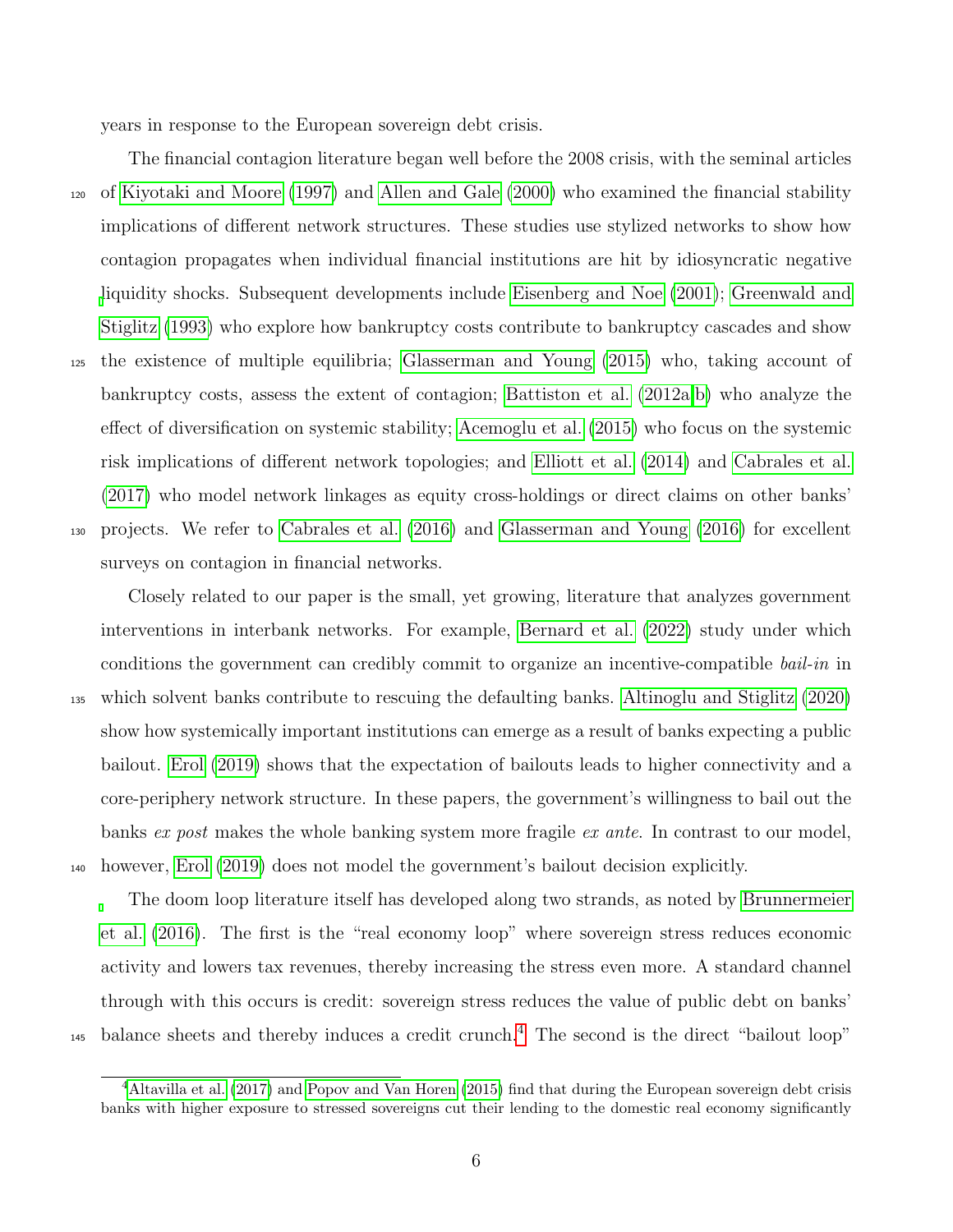years in response to the European sovereign debt crisis.

The financial contagion literature began well before the 2008 crisis, with the seminal articles of Kiyotaki and Moore (1997) and Allen and Gale (2000) who examined the financial stability implications of different network structures. These studies use stylized networks to show how contagion propagates when individual financial institutions are hit by idiosyncratic negative liquidity shocks. Subsequent developments include Eisenberg and Noe (2001); Greenwald and Stiglitz (1993) who explore how bankruptcy costs contribute to bankruptcy cascades and show the existence of multiple equilibria; Glasserman and Young (2015) who, taking account of bankruptcy costs, assess the extent of contagion; Battiston et al. (2012a,b) who analyze the effect of diversification on systemic stability; Acemoglu et al. (2015) who focus on the systemic risk implications of different network topologies; and Elliott et al. (2014) and Cabrales et al. (2017) who model network linkages as equity cross-holdings or direct claims on other banks' projects. We refer to Cabrales et al. (2016) and Glasserman and Young (2016) for excellent surveys on contagion in financial networks.

Closely related to our paper is the small, yet growing, literature that analyzes government interventions in interbank networks. For example, Bernard et al. (2022) study under which conditions the government can credibly commit to organize an incentive-compatible *bail-in* in which solvent banks contribute to rescuing the defaulting banks. Altinoglu and Stiglitz (2020) show how systemically important institutions can emerge as a result of banks expecting a public bailout. Erol (2019) shows that the expectation of bailouts leads to higher connectivity and a core-periphery network structure. In these papers, the government's willingness to bail out the banks *ex post* makes the whole banking system more fragile *ex ante*. In contrast to our model, however, Erol (2019) does not model the government's bailout decision explicitly.

The doom loop literature itself has developed along two strands, as noted by Brunnermeier et al. (2016). The first is the "real economy loop" where sovereign stress reduces economic activity and lowers tax revenues, thereby increasing the stress even more. A standard channel through with this occurs is credit: sovereign stress reduces the value of public debt on banks' balance sheets and thereby induces a credit crunch.[4] The second is the direct "bailout loop"

[4] Altavilla et al. (2017) and Popov and Van Horen (2015) find that during the European sovereign debt crisis banks with higher exposure to stressed sovereigns cut their lending to the domestic real economy significantly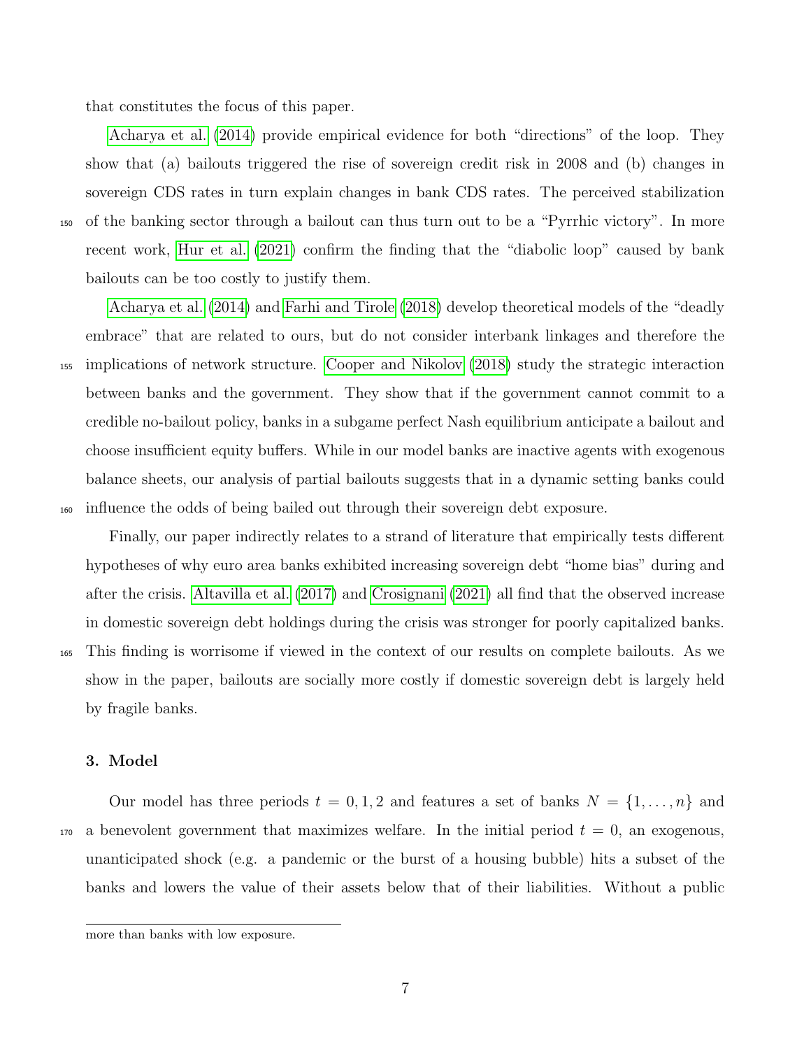that constitutes the focus of this paper.

Acharya et al. (2014) provide empirical evidence for both "directions" of the loop. They show that (a) bailouts triggered the rise of sovereign credit risk in 2008 and (b) changes in sovereign CDS rates in turn explain changes in bank CDS rates. The perceived stabilization of the banking sector through a bailout can thus turn out to be a "Pyrrhic victory". In more recent work, Hur et al. (2021) confirm the finding that the "diabolic loop" caused by bank bailouts can be too costly to justify them.

Acharya et al. (2014) and Farhi and Tirole (2018) develop theoretical models of the "deadly embrace" that are related to ours, but do not consider interbank linkages and therefore the implications of network structure. Cooper and Nikolov (2018) study the strategic interaction between banks and the government. They show that if the government cannot commit to a credible no-bailout policy, banks in a subgame perfect Nash equilibrium anticipate a bailout and choose insufficient equity buffers. While in our model banks are inactive agents with exogenous balance sheets, our analysis of partial bailouts suggests that in a dynamic setting banks could influence the odds of being bailed out through their sovereign debt exposure.

Finally, our paper indirectly relates to a strand of literature that empirically tests different hypotheses of why euro area banks exhibited increasing sovereign debt "home bias" during and after the crisis. Altavilla et al. (2017) and Crosignani (2021) all find that the observed increase in domestic sovereign debt holdings during the crisis was stronger for poorly capitalized banks. This finding is worrisome if viewed in the context of our results on complete bailouts. As we show in the paper, bailouts are socially more costly if domestic sovereign debt is largely held by fragile banks.

## 3. Model

Our model has three periods $t = 0, 1, 2$ and features a set of banks $N = \{1, \ldots, n\}$ and a benevolent government that maximizes welfare. In the initial period $t = 0$, an exogenous, unanticipated shock (e.g. a pandemic or the burst of a housing bubble) hits a subset of the banks and lowers the value of their assets below that of their liabilities. Without a public

more than banks with low exposure.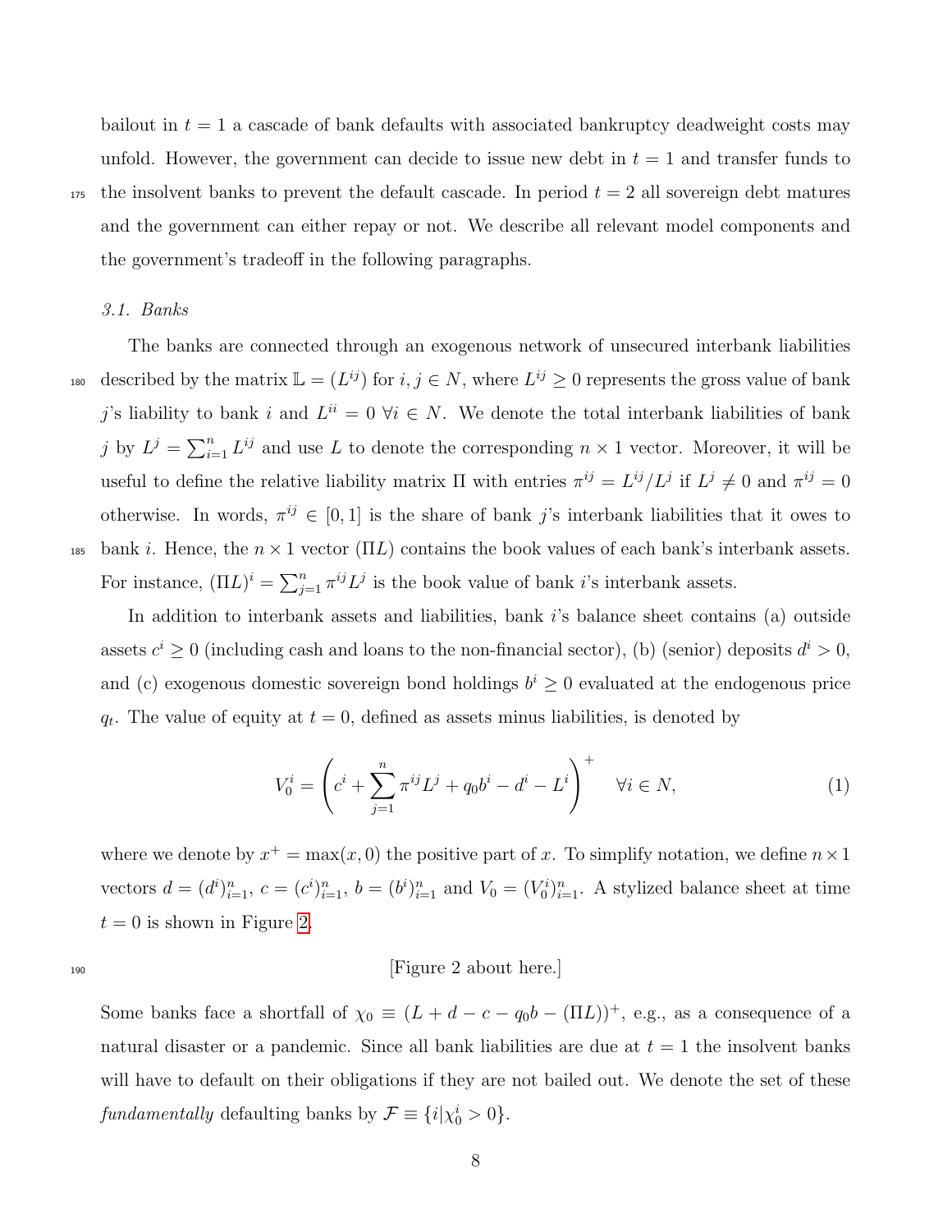bailout in $t = 1$ a cascade of bank defaults with associated bankruptcy deadweight costs may unfold. However, the government can decide to issue new debt in $t = 1$ and transfer funds to the insolvent banks to prevent the default cascade. In period $t = 2$ all sovereign debt matures and the government can either repay or not. We describe all relevant model components and the government's tradeoff in the following paragraphs.

### 3.1. Banks

The banks are connected through an exogenous network of unsecured interbank liabilities described by the matrix $\mathbb{L} = (L^{ij})$ for $i, j \in N$, where $L^{ij} \geq 0$ represents the gross value of bank $j$'s liability to bank $i$ and $L^{ii} = 0 \ \forall i \in N$. We denote the total interbank liabilities of bank $j$ by $L^j = \sum_{i=1}^{n} L^{ij}$ and use $L$ to denote the corresponding $n \times 1$ vector. Moreover, it will be useful to define the relative liability matrix $\Pi$ with entries $\pi^{ij} = L^{ij}/L^j$ if $L^j \neq 0$ and $\pi^{ij} = 0$ otherwise. In words, $\pi^{ij} \in [0, 1]$ is the share of bank $j$'s interbank liabilities that it owes to bank $i$. Hence, the $n \times 1$ vector $(\Pi L)$ contains the book values of each bank's interbank assets. For instance, $(\Pi L)^i = \sum_{j=1}^{n} \pi^{ij} L^j$ is the book value of bank $i$'s interbank assets.

In addition to interbank assets and liabilities, bank $i$'s balance sheet contains (a) outside assets $c^i \geq 0$ (including cash and loans to the non-financial sector), (b) (senior) deposits $d^i > 0$, and (c) exogenous domestic sovereign bond holdings $b^i \geq 0$ evaluated at the endogenous price $q_t$. The value of equity at $t = 0$, defined as assets minus liabilities, is denoted by

$$V_0^i = \left( c^i + \sum_{j=1}^{n} \pi^{ij} L^j + q_0 b^i - d^i - L^i \right)^+ \quad \forall i \in N, \tag{1}$$

where we denote by $x^+ = \max(x, 0)$ the positive part of $x$. To simplify notation, we define $n \times 1$ vectors $d = (d^i)_{i=1}^n$, $c = (c^i)_{i=1}^n$, $b = (b^i)_{i=1}^n$ and $V_0 = (V_0^i)_{i=1}^n$. A stylized balance sheet at time $t = 0$ is shown in Figure 2.

[Figure 2 about here.]

Some banks face a shortfall of $\chi_0 \equiv (L + d - c - q_0 b - (\Pi L))^+$, e.g., as a consequence of a natural disaster or a pandemic. Since all bank liabilities are due at $t = 1$ the insolvent banks will have to default on their obligations if they are not bailed out. We denote the set of these *fundamentally* defaulting banks by $\mathcal{F} \equiv \{i | \chi_0^i > 0\}$.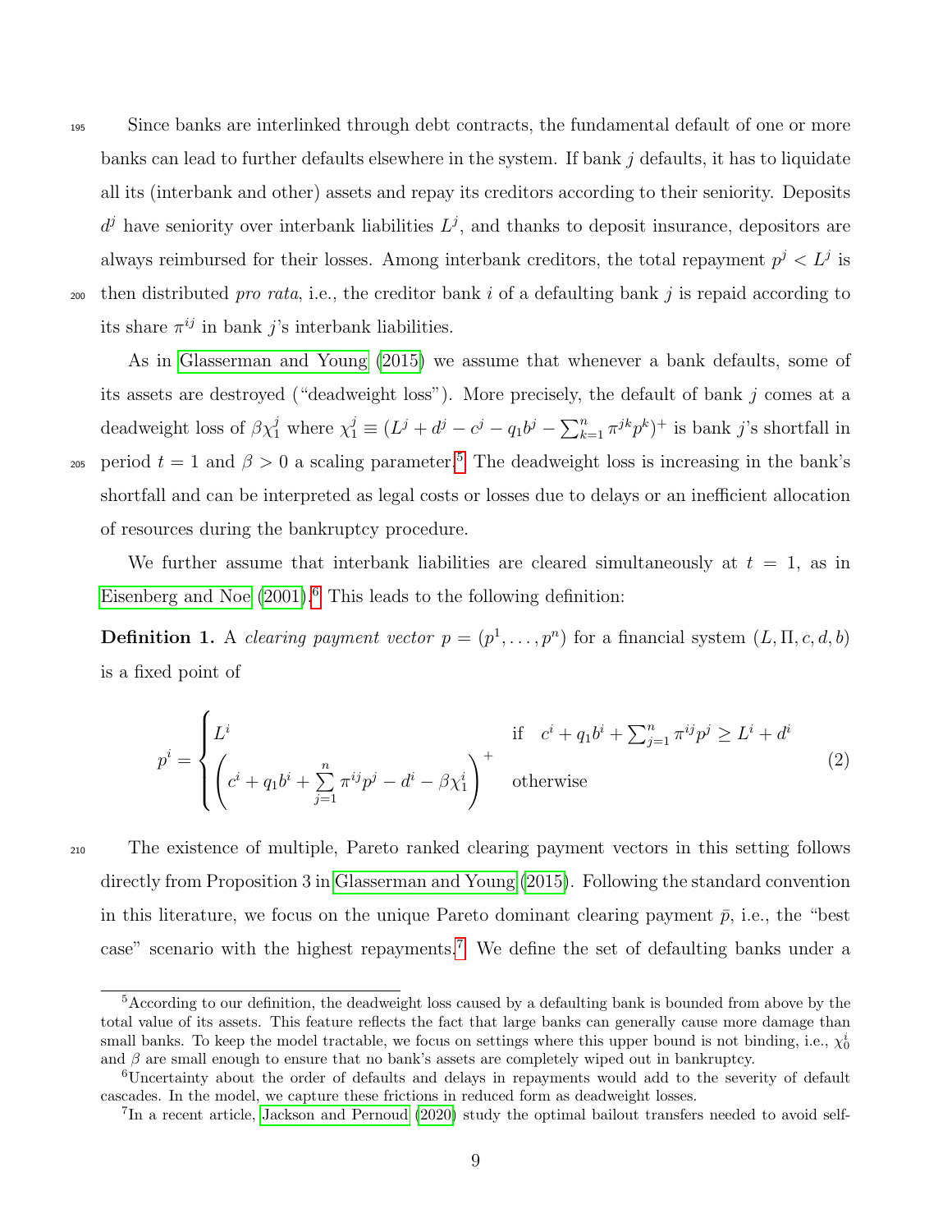Since banks are interlinked through debt contracts, the fundamental default of one or more banks can lead to further defaults elsewhere in the system. If bank $j$ defaults, it has to liquidate all its (interbank and other) assets and repay its creditors according to their seniority. Deposits $d^j$ have seniority over interbank liabilities $L^j$, and thanks to deposit insurance, depositors are always reimbursed for their losses. Among interbank creditors, the total repayment $p^j < L^j$ is then distributed *pro rata*, i.e., the creditor bank $i$ of a defaulting bank $j$ is repaid according to its share $\pi^{ij}$ in bank $j$'s interbank liabilities.

As in Glasserman and Young (2015) we assume that whenever a bank defaults, some of its assets are destroyed ("deadweight loss"). More precisely, the default of bank $j$ comes at a deadweight loss of $\beta\chi_1^j$ where $\chi_1^j \equiv (L^j + d^j - c^j - q_1 b^j - \sum_{k=1}^n \pi^{jk} p^k)^+$ is bank $j$'s shortfall in period $t = 1$ and $\beta > 0$ a scaling parameter.[5] The deadweight loss is increasing in the bank's shortfall and can be interpreted as legal costs or losses due to delays or an inefficient allocation of resources during the bankruptcy procedure.

We further assume that interbank liabilities are cleared simultaneously at $t = 1$, as in Eisenberg and Noe (2001).[6] This leads to the following definition:

**Definition 1.** A *clearing payment vector* $p = (p^1, \ldots, p^n)$ for a financial system $(L, \Pi, c, d, b)$ is a fixed point of

$$p^i = \begin{cases} L^i & \text{if} \quad c^i + q_1 b^i + \sum_{j=1}^n \pi^{ij} p^j \geq L^i + d^i \\ \left( c^i + q_1 b^i + \sum_{j=1}^n \pi^{ij} p^j - d^i - \beta\chi_1^i \right)^+ & \text{otherwise} \end{cases} \tag{2}$$

The existence of multiple, Pareto ranked clearing payment vectors in this setting follows directly from Proposition 3 in Glasserman and Young (2015). Following the standard convention in this literature, we focus on the unique Pareto dominant clearing payment $\bar{p}$, i.e., the "best case" scenario with the highest repayments.[7] We define the set of defaulting banks under a

---

[5] According to our definition, the deadweight loss caused by a defaulting bank is bounded from above by the total value of its assets. This feature reflects the fact that large banks can generally cause more damage than small banks. To keep the model tractable, we focus on settings where this upper bound is not binding, i.e., $\chi_0^i$ and $\beta$ are small enough to ensure that no bank's assets are completely wiped out in bankruptcy.

[6] Uncertainty about the order of defaults and delays in repayments would add to the severity of default cascades. In the model, we capture these frictions in reduced form as deadweight losses.

[7] In a recent article, Jackson and Pernoud (2020) study the optimal bailout transfers needed to avoid self-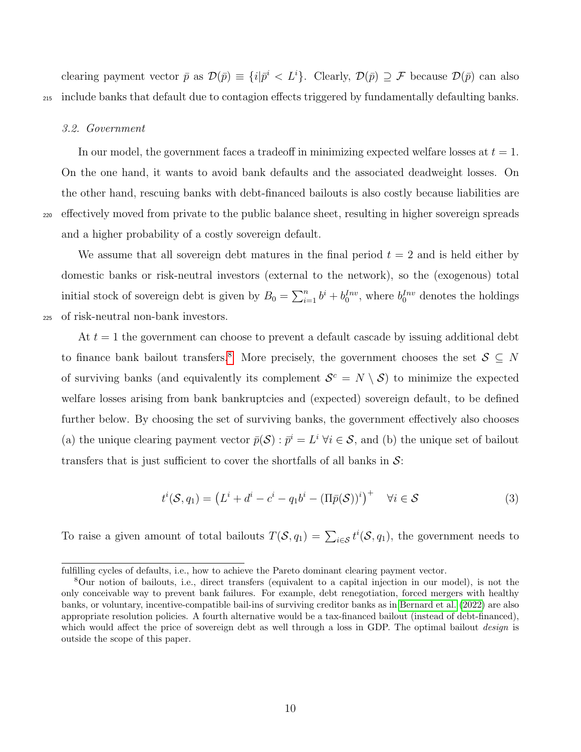clearing payment vector $\bar{p}$ as $\mathcal{D}(\bar{p}) \equiv \{i | \bar{p}^i < L^i\}$. Clearly, $\mathcal{D}(\bar{p}) \supseteq \mathcal{F}$ because $\mathcal{D}(\bar{p})$ can also include banks that default due to contagion effects triggered by fundamentally defaulting banks.

### 3.2. Government

In our model, the government faces a tradeoff in minimizing expected welfare losses at $t = 1$. On the one hand, it wants to avoid bank defaults and the associated deadweight losses. On the other hand, rescuing banks with debt-financed bailouts is also costly because liabilities are effectively moved from private to the public balance sheet, resulting in higher sovereign spreads and a higher probability of a costly sovereign default.

We assume that all sovereign debt matures in the final period $t = 2$ and is held either by domestic banks or risk-neutral investors (external to the network), so the (exogenous) total initial stock of sovereign debt is given by $B_0 = \sum_{i=1}^{n} b^i + b_0^{Inv}$, where $b_0^{Inv}$ denotes the holdings of risk-neutral non-bank investors.

At $t = 1$ the government can choose to prevent a default cascade by issuing additional debt to finance bank bailout transfers.[8] More precisely, the government chooses the set $\mathcal{S} \subseteq N$ of surviving banks (and equivalently its complement $\mathcal{S}^c = N \setminus \mathcal{S}$) to minimize the expected welfare losses arising from bank bankruptcies and (expected) sovereign default, to be defined further below. By choosing the set of surviving banks, the government effectively also chooses (a) the unique clearing payment vector $\bar{p}(\mathcal{S}) : \bar{p}^i = L^i \; \forall i \in \mathcal{S}$, and (b) the unique set of bailout transfers that is just sufficient to cover the shortfalls of all banks in $\mathcal{S}$:

$$t^i(\mathcal{S}, q_1) = \left(L^i + d^i - c^i - q_1 b^i - (\Pi \bar{p}(\mathcal{S}))^i\right)^+ \quad \forall i \in \mathcal{S} \tag{3}$$

To raise a given amount of total bailouts $T(\mathcal{S}, q_1) = \sum_{i \in \mathcal{S}} t^i(\mathcal{S}, q_1)$, the government needs to

---

fulfilling cycles of defaults, i.e., how to achieve the Pareto dominant clearing payment vector.

[8] Our notion of bailouts, i.e., direct transfers (equivalent to a capital injection in our model), is not the only conceivable way to prevent bank failures. For example, debt renegotiation, forced mergers with healthy banks, or voluntary, incentive-compatible bail-ins of surviving creditor banks as in Bernard et al. (2022) are also appropriate resolution policies. A fourth alternative would be a tax-financed bailout (instead of debt-financed), which would affect the price of sovereign debt as well through a loss in GDP. The optimal bailout *design* is outside the scope of this paper.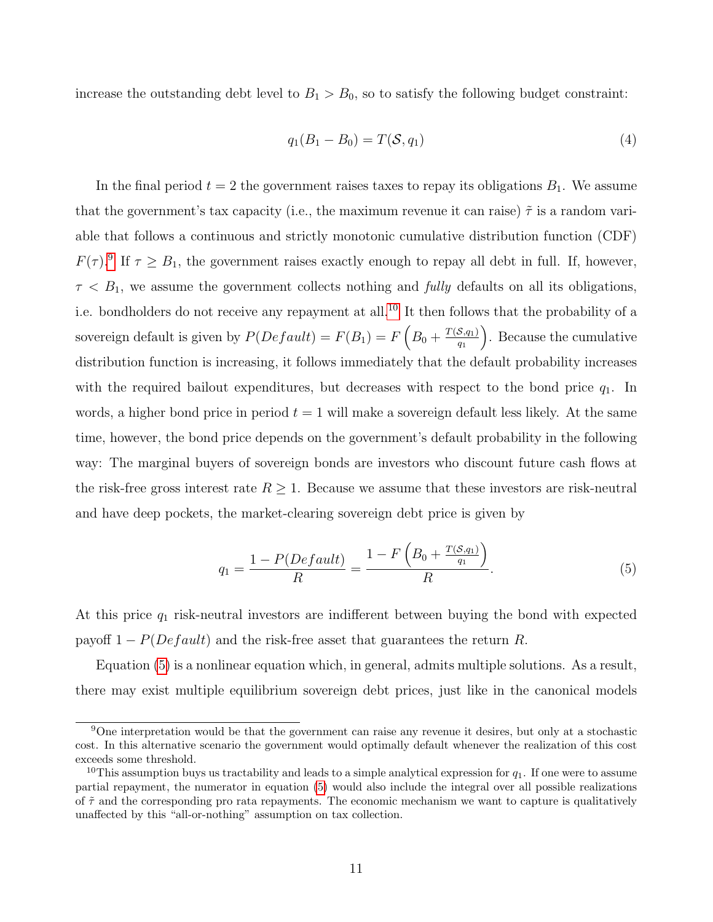increase the outstanding debt level to $B_1 > B_0$, so to satisfy the following budget constraint:

$$q_1(B_1 - B_0) = T(\mathcal{S}, q_1) \tag{4}$$

In the final period $t = 2$ the government raises taxes to repay its obligations $B_1$. We assume that the government's tax capacity (i.e., the maximum revenue it can raise) $\tilde{\tau}$ is a random variable that follows a continuous and strictly monotonic cumulative distribution function (CDF) $F(\tau)$.[9] If $\tau \geq B_1$, the government raises exactly enough to repay all debt in full. If, however, $\tau < B_1$, we assume the government collects nothing and *fully* defaults on all its obligations, i.e. bondholders do not receive any repayment at all.[10] It then follows that the probability of a sovereign default is given by $P(Default) = F(B_1) = F\left(B_0 + \frac{T(\mathcal{S},q_1)}{q_1}\right)$. Because the cumulative distribution function is increasing, it follows immediately that the default probability increases with the required bailout expenditures, but decreases with respect to the bond price $q_1$. In words, a higher bond price in period $t = 1$ will make a sovereign default less likely. At the same time, however, the bond price depends on the government's default probability in the following way: The marginal buyers of sovereign bonds are investors who discount future cash flows at the risk-free gross interest rate $R \geq 1$. Because we assume that these investors are risk-neutral and have deep pockets, the market-clearing sovereign debt price is given by

$$q_1 = \frac{1 - P(Default)}{R} = \frac{1 - F\left(B_0 + \frac{T(\mathcal{S},q_1)}{q_1}\right)}{R}. \tag{5}$$

At this price $q_1$ risk-neutral investors are indifferent between buying the bond with expected payoff $1 - P(Default)$ and the risk-free asset that guarantees the return $R$.

Equation (5) is a nonlinear equation which, in general, admits multiple solutions. As a result, there may exist multiple equilibrium sovereign debt prices, just like in the canonical models

---

[9] One interpretation would be that the government can raise any revenue it desires, but only at a stochastic cost. In this alternative scenario the government would optimally default whenever the realization of this cost exceeds some threshold.

[10] This assumption buys us tractability and leads to a simple analytical expression for $q_1$. If one were to assume partial repayment, the numerator in equation (5) would also include the integral over all possible realizations of $\tilde{\tau}$ and the corresponding pro rata repayments. The economic mechanism we want to capture is qualitatively unaffected by this "all-or-nothing" assumption on tax collection.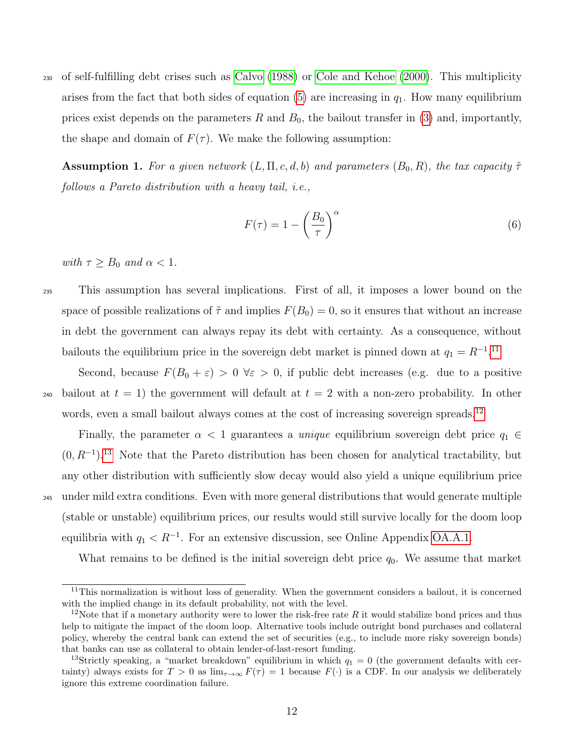of self-fulfilling debt crises such as Calvo (1988) or Cole and Kehoe (2000). This multiplicity arises from the fact that both sides of equation (5) are increasing in $q_1$. How many equilibrium prices exist depends on the parameters $R$ and $B_0$, the bailout transfer in (3) and, importantly, the shape and domain of $F(\tau)$. We make the following assumption:

**Assumption 1.** *For a given network $(L, \Pi, c, d, b)$ and parameters $(B_0, R)$, the tax capacity $\tilde{\tau}$ follows a Pareto distribution with a heavy tail, i.e.,*

$$F(\tau) = 1 - \left(\frac{B_0}{\tau}\right)^{\alpha} \tag{6}$$

*with $\tau \geq B_0$ and $\alpha < 1$.*

This assumption has several implications. First of all, it imposes a lower bound on the space of possible realizations of $\tilde{\tau}$ and implies $F(B_0) = 0$, so it ensures that without an increase in debt the government can always repay its debt with certainty. As a consequence, without bailouts the equilibrium price in the sovereign debt market is pinned down at $q_1 = R^{-1}$.[11]

Second, because $F(B_0 + \varepsilon) > 0 \;\forall \varepsilon > 0$, if public debt increases (e.g. due to a positive bailout at $t = 1$) the government will default at $t = 2$ with a non-zero probability. In other words, even a small bailout always comes at the cost of increasing sovereign spreads.[12]

Finally, the parameter $\alpha < 1$ guarantees a *unique* equilibrium sovereign debt price $q_1 \in (0, R^{-1})$.[13] Note that the Pareto distribution has been chosen for analytical tractability, but any other distribution with sufficiently slow decay would also yield a unique equilibrium price under mild extra conditions. Even with more general distributions that would generate multiple (stable or unstable) equilibrium prices, our results would still survive locally for the doom loop equilibria with $q_1 < R^{-1}$. For an extensive discussion, see Online Appendix OA.A.1.

What remains to be defined is the initial sovereign debt price $q_0$. We assume that market

[11] This normalization is without loss of generality. When the government considers a bailout, it is concerned with the implied change in its default probability, not with the level.

[12] Note that if a monetary authority were to lower the risk-free rate $R$ it would stabilize bond prices and thus help to mitigate the impact of the doom loop. Alternative tools include outright bond purchases and collateral policy, whereby the central bank can extend the set of securities (e.g., to include more risky sovereign bonds) that banks can use as collateral to obtain lender-of-last-resort funding.

[13] Strictly speaking, a "market breakdown" equilibrium in which $q_1 = 0$ (the government defaults with certainty) always exists for $T > 0$ as $\lim_{\tau \to \infty} F(\tau) = 1$ because $F(\cdot)$ is a CDF. In our analysis we deliberately ignore this extreme coordination failure.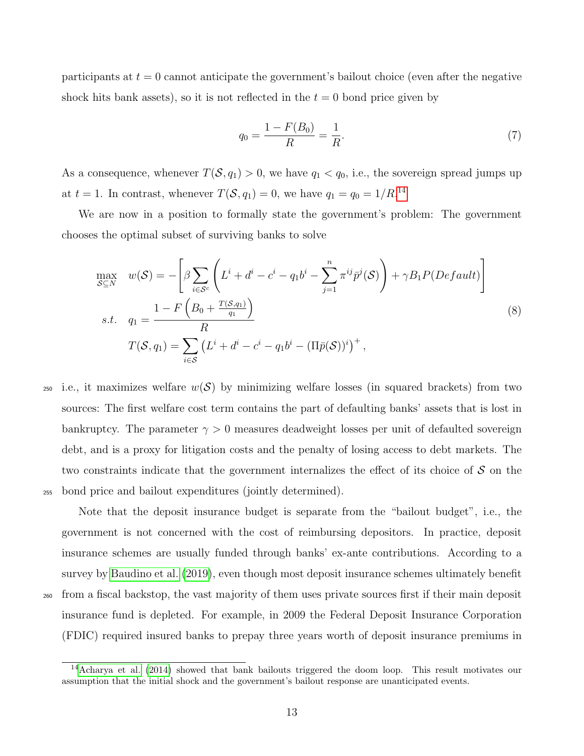participants at $t = 0$ cannot anticipate the government's bailout choice (even after the negative shock hits bank assets), so it is not reflected in the $t = 0$ bond price given by

$$q_0 = \frac{1 - F(B_0)}{R} = \frac{1}{R}. \tag{7}$$

As a consequence, whenever $T(\mathcal{S}, q_1) > 0$, we have $q_1 < q_0$, i.e., the sovereign spread jumps up at $t = 1$. In contrast, whenever $T(\mathcal{S}, q_1) = 0$, we have $q_1 = q_0 = 1/R$.[14]

We are now in a position to formally state the government's problem: The government chooses the optimal subset of surviving banks to solve

$$\begin{aligned} \max_{\mathcal{S} \subseteq N} \quad & w(\mathcal{S}) = -\left[ \beta \sum_{i \in \mathcal{S}^c} \left( L^i + d^i - c^i - q_1 b^i - \sum_{j=1}^{n} \pi^{ij} \bar{p}^j(\mathcal{S}) \right) + \gamma B_1 P(Default) \right] \\ s.t. \quad & q_1 = \frac{1 - F\left( B_0 + \frac{T(\mathcal{S}, q_1)}{q_1} \right)}{R} \\ & T(\mathcal{S}, q_1) = \sum_{i \in \mathcal{S}} \left( L^i + d^i - c^i - q_1 b^i - (\Pi \bar{p}(\mathcal{S}))^i \right)^+ , \end{aligned} \tag{8}$$

i.e., it maximizes welfare $w(\mathcal{S})$ by minimizing welfare losses (in squared brackets) from two sources: The first welfare cost term contains the part of defaulting banks' assets that is lost in bankruptcy. The parameter $\gamma > 0$ measures deadweight losses per unit of defaulted sovereign debt, and is a proxy for litigation costs and the penalty of losing access to debt markets. The two constraints indicate that the government internalizes the effect of its choice of $\mathcal{S}$ on the bond price and bailout expenditures (jointly determined).

Note that the deposit insurance budget is separate from the "bailout budget", i.e., the government is not concerned with the cost of reimbursing depositors. In practice, deposit insurance schemes are usually funded through banks' ex-ante contributions. According to a survey by Baudino et al. (2019), even though most deposit insurance schemes ultimately benefit from a fiscal backstop, the vast majority of them uses private sources first if their main deposit insurance fund is depleted. For example, in 2009 the Federal Deposit Insurance Corporation (FDIC) required insured banks to prepay three years worth of deposit insurance premiums in

[14] Acharya et al. (2014) showed that bank bailouts triggered the doom loop. This result motivates our assumption that the initial shock and the government's bailout response are unanticipated events.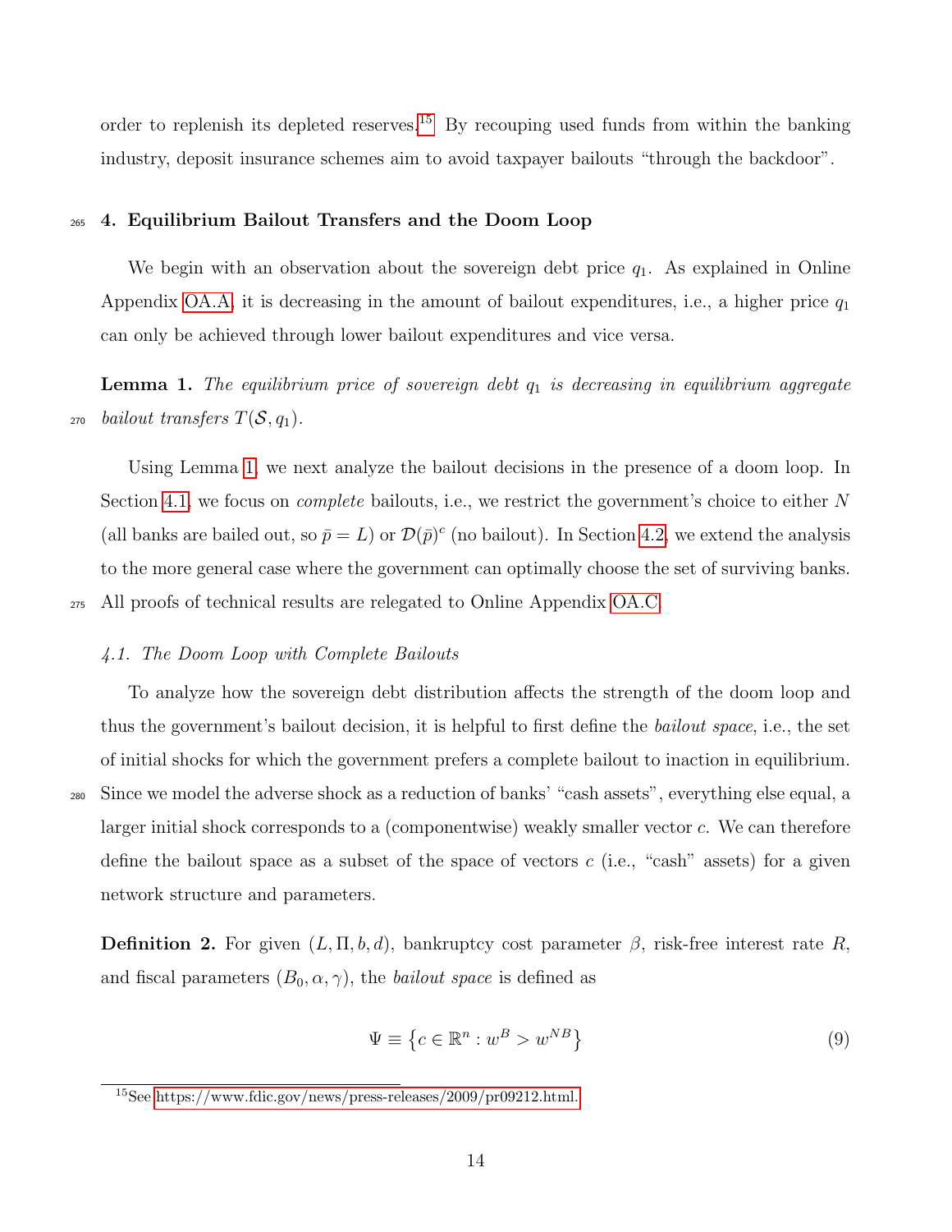order to replenish its depleted reserves.[15] By recouping used funds from within the banking industry, deposit insurance schemes aim to avoid taxpayer bailouts "through the backdoor".

## 4. Equilibrium Bailout Transfers and the Doom Loop

We begin with an observation about the sovereign debt price $q_1$. As explained in Online Appendix OA.A, it is decreasing in the amount of bailout expenditures, i.e., a higher price $q_1$ can only be achieved through lower bailout expenditures and vice versa.

**Lemma 1.** *The equilibrium price of sovereign debt $q_1$ is decreasing in equilibrium aggregate bailout transfers $T(\mathcal{S}, q_1)$.*

Using Lemma 1, we next analyze the bailout decisions in the presence of a doom loop. In Section 4.1, we focus on *complete* bailouts, i.e., we restrict the government's choice to either $N$ (all banks are bailed out, so $\bar{p} = L$) or $\mathcal{D}(\bar{p})^c$ (no bailout). In Section 4.2, we extend the analysis to the more general case where the government can optimally choose the set of surviving banks. All proofs of technical results are relegated to Online Appendix OA.C.

### *4.1. The Doom Loop with Complete Bailouts*

To analyze how the sovereign debt distribution affects the strength of the doom loop and thus the government's bailout decision, it is helpful to first define the *bailout space*, i.e., the set of initial shocks for which the government prefers a complete bailout to inaction in equilibrium. Since we model the adverse shock as a reduction of banks' "cash assets", everything else equal, a larger initial shock corresponds to a (componentwise) weakly smaller vector $c$. We can therefore define the bailout space as a subset of the space of vectors $c$ (i.e., "cash" assets) for a given network structure and parameters.

**Definition 2.** For given $(L, \Pi, b, d)$, bankruptcy cost parameter $\beta$, risk-free interest rate $R$, and fiscal parameters $(B_0, \alpha, \gamma)$, the *bailout space* is defined as

$$\Psi \equiv \left\{ c \in \mathbb{R}^n : w^B > w^{NB} \right\} \tag{9}$$

[15] See https://www.fdic.gov/news/press-releases/2009/pr09212.html.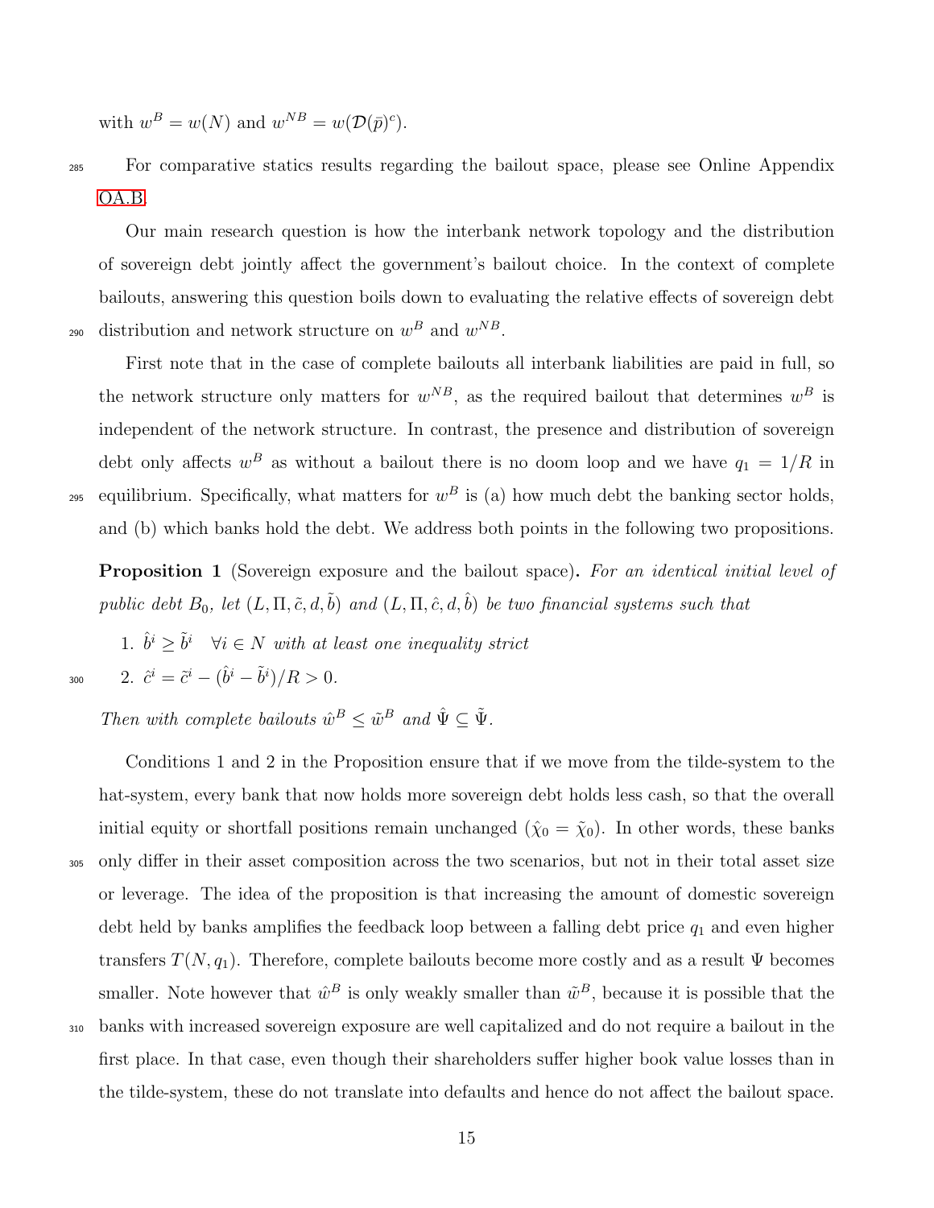with $w^B = w(N)$ and $w^{NB} = w(\mathcal{D}(\bar{p})^c)$.

For comparative statics results regarding the bailout space, please see Online Appendix OA.B.

Our main research question is how the interbank network topology and the distribution of sovereign debt jointly affect the government's bailout choice. In the context of complete bailouts, answering this question boils down to evaluating the relative effects of sovereign debt distribution and network structure on $w^B$ and $w^{NB}$.

First note that in the case of complete bailouts all interbank liabilities are paid in full, so the network structure only matters for $w^{NB}$, as the required bailout that determines $w^B$ is independent of the network structure. In contrast, the presence and distribution of sovereign debt only affects $w^B$ as without a bailout there is no doom loop and we have $q_1 = 1/R$ in equilibrium. Specifically, what matters for $w^B$ is (a) how much debt the banking sector holds, and (b) which banks hold the debt. We address both points in the following two propositions.

**Proposition 1** (Sovereign exposure and the bailout space). *For an identical initial level of public debt $B_0$, let $(L, \Pi, \tilde{c}, d, \tilde{b})$ and $(L, \Pi, \hat{c}, d, \hat{b})$ be two financial systems such that*

1. $\hat{b}^i \geq \tilde{b}^i \quad \forall i \in N$ *with at least one inequality strict*
2. $\hat{c}^i = \tilde{c}^i - (\hat{b}^i - \tilde{b}^i)/R > 0$.

*Then with complete bailouts $\hat{w}^B \leq \tilde{w}^B$ and $\hat{\Psi} \subseteq \tilde{\Psi}$.*

Conditions 1 and 2 in the Proposition ensure that if we move from the tilde-system to the hat-system, every bank that now holds more sovereign debt holds less cash, so that the overall initial equity or shortfall positions remain unchanged ($\hat{\chi}_0 = \tilde{\chi}_0$). In other words, these banks only differ in their asset composition across the two scenarios, but not in their total asset size or leverage. The idea of the proposition is that increasing the amount of domestic sovereign debt held by banks amplifies the feedback loop between a falling debt price $q_1$ and even higher transfers $T(N, q_1)$. Therefore, complete bailouts become more costly and as a result $\Psi$ becomes smaller. Note however that $\hat{w}^B$ is only weakly smaller than $\tilde{w}^B$, because it is possible that the banks with increased sovereign exposure are well capitalized and do not require a bailout in the first place. In that case, even though their shareholders suffer higher book value losses than in the tilde-system, these do not translate into defaults and hence do not affect the bailout space.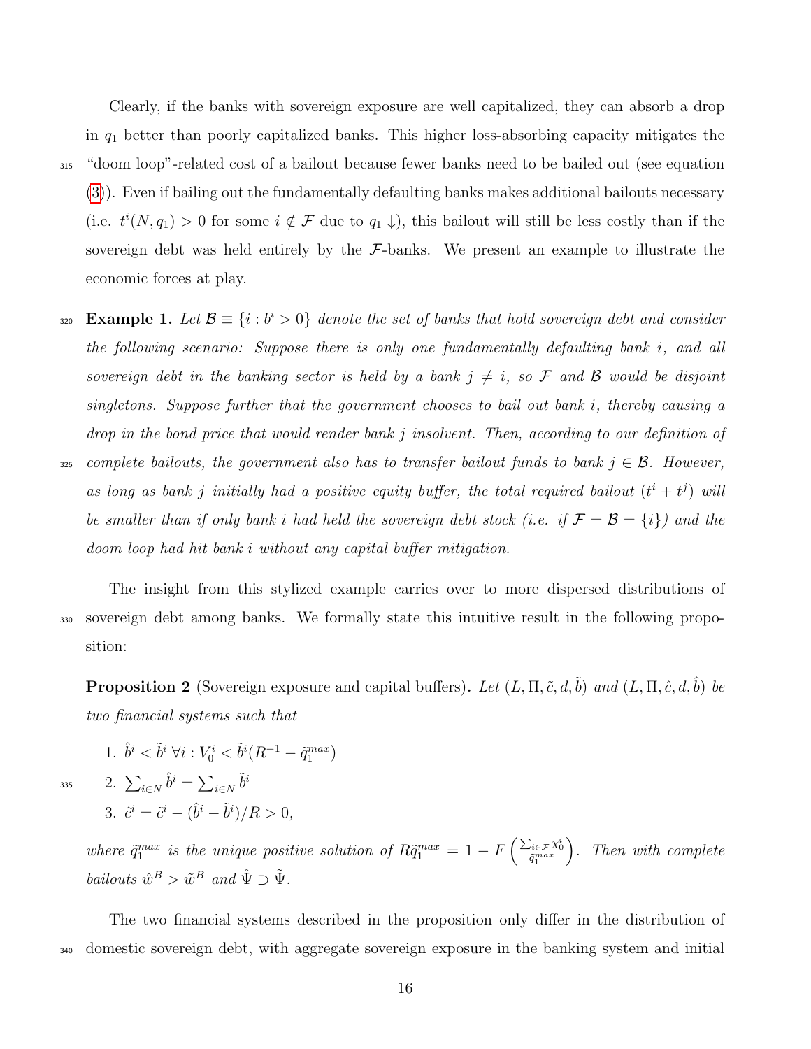Clearly, if the banks with sovereign exposure are well capitalized, they can absorb a drop in $q_1$ better than poorly capitalized banks. This higher loss-absorbing capacity mitigates the "doom loop"-related cost of a bailout because fewer banks need to be bailed out (see equation (3)). Even if bailing out the fundamentally defaulting banks makes additional bailouts necessary (i.e. $t^i(N, q_1) > 0$ for some $i \notin \mathcal{F}$ due to $q_1 \downarrow$), this bailout will still be less costly than if the sovereign debt was held entirely by the $\mathcal{F}$-banks. We present an example to illustrate the economic forces at play.

**Example 1.** *Let $\mathcal{B} \equiv \{i : b^i > 0\}$ denote the set of banks that hold sovereign debt and consider the following scenario: Suppose there is only one fundamentally defaulting bank $i$, and all sovereign debt in the banking sector is held by a bank $j \neq i$, so $\mathcal{F}$ and $\mathcal{B}$ would be disjoint singletons. Suppose further that the government chooses to bail out bank $i$, thereby causing a drop in the bond price that would render bank $j$ insolvent. Then, according to our definition of complete bailouts, the government also has to transfer bailout funds to bank $j \in \mathcal{B}$. However, as long as bank $j$ initially had a positive equity buffer, the total required bailout ($t^i + t^j$) will be smaller than if only bank $i$ had held the sovereign debt stock (i.e. if $\mathcal{F} = \mathcal{B} = \{i\}$) and the doom loop had hit bank $i$ without any capital buffer mitigation.*

The insight from this stylized example carries over to more dispersed distributions of sovereign debt among banks. We formally state this intuitive result in the following proposition:

**Proposition 2** (Sovereign exposure and capital buffers)**.** *Let $(L, \Pi, \tilde{c}, d, \tilde{b})$ and $(L, \Pi, \hat{c}, d, \hat{b})$ be two financial systems such that*

1. $\hat{b}^i < \tilde{b}^i \; \forall i : V_0^i < \tilde{b}^i(R^{-1} - \tilde{q}_1^{max})$
2. $\sum_{i \in N} \hat{b}^i = \sum_{i \in N} \tilde{b}^i$
3. $\hat{c}^i = \tilde{c}^i - (\hat{b}^i - \tilde{b}^i)/R > 0,$

*where $\tilde{q}_1^{max}$ is the unique positive solution of $R\tilde{q}_1^{max} = 1 - F\left(\frac{\sum_{i \in \mathcal{F}} \chi_0^i}{\tilde{q}_1^{max}}\right)$. Then with complete bailouts $\hat{w}^B > \tilde{w}^B$ and $\hat{\Psi} \supset \tilde{\Psi}$.*

The two financial systems described in the proposition only differ in the distribution of domestic sovereign debt, with aggregate sovereign exposure in the banking system and initial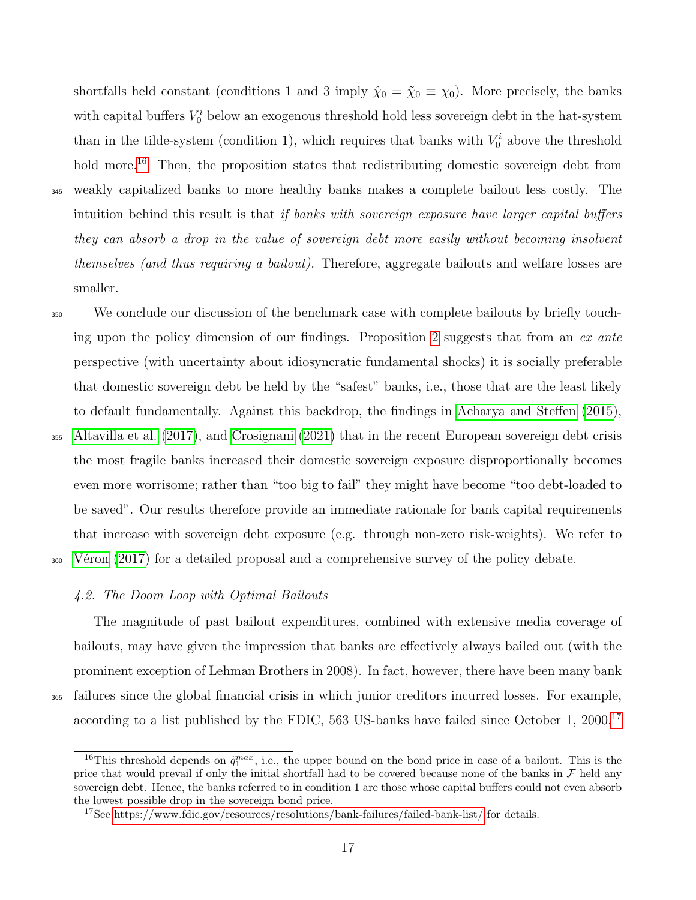shortfalls held constant (conditions 1 and 3 imply $\hat{\chi}_0 = \tilde{\chi}_0 \equiv \chi_0$). More precisely, the banks with capital buffers $V_0^i$ below an exogenous threshold hold less sovereign debt in the hat-system than in the tilde-system (condition 1), which requires that banks with $V_0^i$ above the threshold hold more.[16] Then, the proposition states that redistributing domestic sovereign debt from weakly capitalized banks to more healthy banks makes a complete bailout less costly. The intuition behind this result is that *if banks with sovereign exposure have larger capital buffers they can absorb a drop in the value of sovereign debt more easily without becoming insolvent themselves (and thus requiring a bailout).* Therefore, aggregate bailouts and welfare losses are smaller.

We conclude our discussion of the benchmark case with complete bailouts by briefly touching upon the policy dimension of our findings. Proposition 2 suggests that from an *ex ante* perspective (with uncertainty about idiosyncratic fundamental shocks) it is socially preferable that domestic sovereign debt be held by the "safest" banks, i.e., those that are the least likely to default fundamentally. Against this backdrop, the findings in Acharya and Steffen (2015), Altavilla et al. (2017), and Crosignani (2021) that in the recent European sovereign debt crisis the most fragile banks increased their domestic sovereign exposure disproportionally becomes even more worrisome; rather than "too big to fail" they might have become "too debt-loaded to be saved". Our results therefore provide an immediate rationale for bank capital requirements that increase with sovereign debt exposure (e.g. through non-zero risk-weights). We refer to Véron (2017) for a detailed proposal and a comprehensive survey of the policy debate.

### *4.2. The Doom Loop with Optimal Bailouts*

The magnitude of past bailout expenditures, combined with extensive media coverage of bailouts, may have given the impression that banks are effectively always bailed out (with the prominent exception of Lehman Brothers in 2008). In fact, however, there have been many bank failures since the global financial crisis in which junior creditors incurred losses. For example, according to a list published by the FDIC, 563 US-banks have failed since October 1, 2000.[17]

---

[16] This threshold depends on $\tilde{q}_1^{max}$, i.e., the upper bound on the bond price in case of a bailout. This is the price that would prevail if only the initial shortfall had to be covered because none of the banks in $\mathcal{F}$ held any sovereign debt. Hence, the banks referred to in condition 1 are those whose capital buffers could not even absorb the lowest possible drop in the sovereign bond price.

[17] See https://www.fdic.gov/resources/resolutions/bank-failures/failed-bank-list/ for details.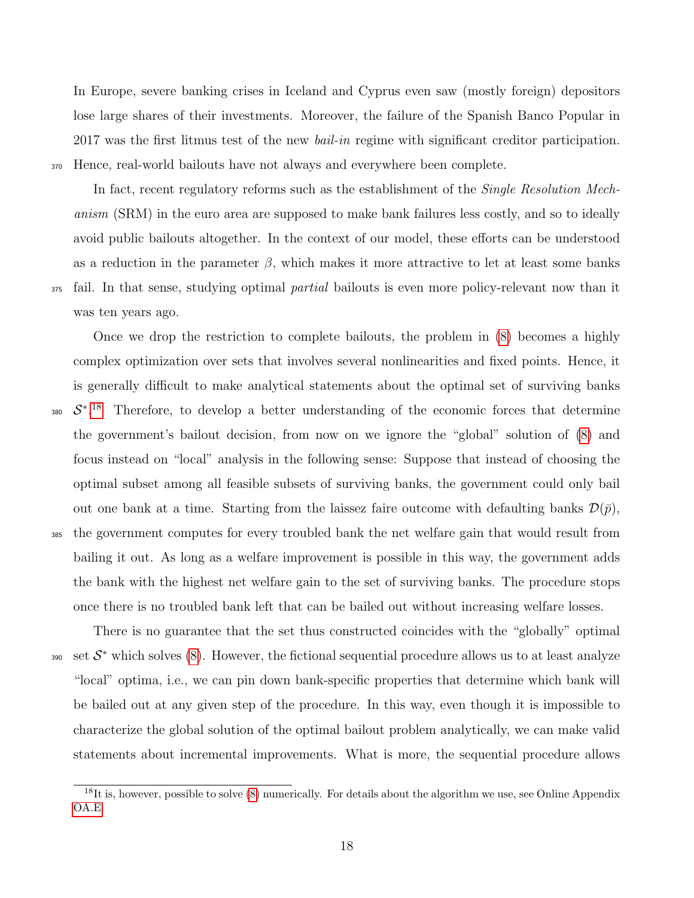In Europe, severe banking crises in Iceland and Cyprus even saw (mostly foreign) depositors lose large shares of their investments. Moreover, the failure of the Spanish Banco Popular in 2017 was the first litmus test of the new *bail-in* regime with significant creditor participation. Hence, real-world bailouts have not always and everywhere been complete.

In fact, recent regulatory reforms such as the establishment of the *Single Resolution Mechanism* (SRM) in the euro area are supposed to make bank failures less costly, and so to ideally avoid public bailouts altogether. In the context of our model, these efforts can be understood as a reduction in the parameter $\beta$, which makes it more attractive to let at least some banks fail. In that sense, studying optimal *partial* bailouts is even more policy-relevant now than it was ten years ago.

Once we drop the restriction to complete bailouts, the problem in (8) becomes a highly complex optimization over sets that involves several nonlinearities and fixed points. Hence, it is generally difficult to make analytical statements about the optimal set of surviving banks $\mathcal{S}^*$.[18] Therefore, to develop a better understanding of the economic forces that determine the government's bailout decision, from now on we ignore the "global" solution of (8) and focus instead on "local" analysis in the following sense: Suppose that instead of choosing the optimal subset among all feasible subsets of surviving banks, the government could only bail out one bank at a time. Starting from the laissez faire outcome with defaulting banks $\mathcal{D}(\bar{p})$, the government computes for every troubled bank the net welfare gain that would result from bailing it out. As long as a welfare improvement is possible in this way, the government adds the bank with the highest net welfare gain to the set of surviving banks. The procedure stops once there is no troubled bank left that can be bailed out without increasing welfare losses.

There is no guarantee that the set thus constructed coincides with the "globally" optimal set $\mathcal{S}^*$ which solves (8). However, the fictional sequential procedure allows us to at least analyze "local" optima, i.e., we can pin down bank-specific properties that determine which bank will be bailed out at any given step of the procedure. In this way, even though it is impossible to characterize the global solution of the optimal bailout problem analytically, we can make valid statements about incremental improvements. What is more, the sequential procedure allows

[18] It is, however, possible to solve (8) numerically. For details about the algorithm we use, see Online Appendix OA.E.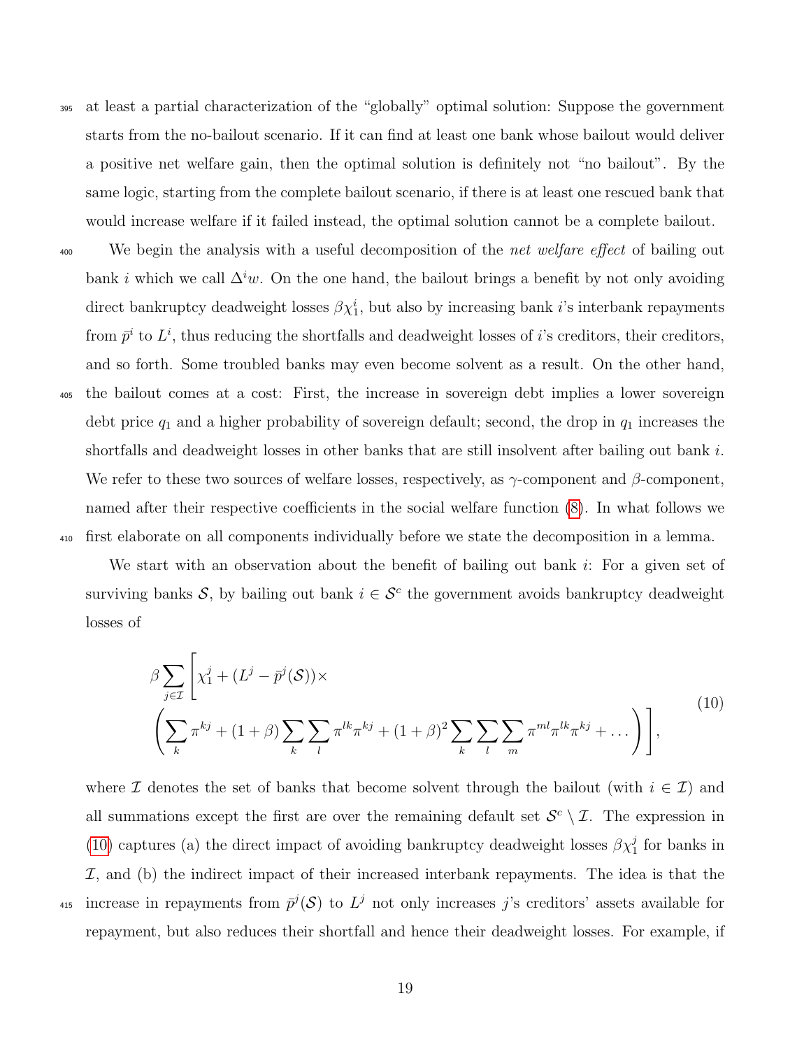at least a partial characterization of the "globally" optimal solution: Suppose the government starts from the no-bailout scenario. If it can find at least one bank whose bailout would deliver a positive net welfare gain, then the optimal solution is definitely not "no bailout". By the same logic, starting from the complete bailout scenario, if there is at least one rescued bank that would increase welfare if it failed instead, the optimal solution cannot be a complete bailout.

We begin the analysis with a useful decomposition of the *net welfare effect* of bailing out bank $i$ which we call $\Delta^i w$. On the one hand, the bailout brings a benefit by not only avoiding direct bankruptcy deadweight losses $\beta\chi_1^i$, but also by increasing bank $i$'s interbank repayments from $\bar{p}^i$ to $L^i$, thus reducing the shortfalls and deadweight losses of $i$'s creditors, their creditors, and so forth. Some troubled banks may even become solvent as a result. On the other hand, the bailout comes at a cost: First, the increase in sovereign debt implies a lower sovereign debt price $q_1$ and a higher probability of sovereign default; second, the drop in $q_1$ increases the shortfalls and deadweight losses in other banks that are still insolvent after bailing out bank $i$. We refer to these two sources of welfare losses, respectively, as $\gamma$-component and $\beta$-component, named after their respective coefficients in the social welfare function (8). In what follows we first elaborate on all components individually before we state the decomposition in a lemma.

We start with an observation about the benefit of bailing out bank $i$: For a given set of surviving banks $\mathcal{S}$, by bailing out bank $i \in \mathcal{S}^c$ the government avoids bankruptcy deadweight losses of

$$
\beta \sum_{j\in\mathcal{I}} \Bigg[ \chi_1^j + (L^j - \bar{p}^j(\mathcal{S}))\times \\
\left( \sum_k \pi^{kj} + (1+\beta)\sum_k\sum_l \pi^{lk}\pi^{kj} + (1+\beta)^2 \sum_k\sum_l\sum_m \pi^{ml}\pi^{lk}\pi^{kj} + \dots \right) \Bigg], \tag{10}
$$

where $\mathcal{I}$ denotes the set of banks that become solvent through the bailout (with $i \in \mathcal{I}$) and all summations except the first are over the remaining default set $\mathcal{S}^c \setminus \mathcal{I}$. The expression in (10) captures (a) the direct impact of avoiding bankruptcy deadweight losses $\beta\chi_1^j$ for banks in $\mathcal{I}$, and (b) the indirect impact of their increased interbank repayments. The idea is that the increase in repayments from $\bar{p}^j(\mathcal{S})$ to $L^j$ not only increases $j$'s creditors' assets available for repayment, but also reduces their shortfall and hence their deadweight losses. For example, if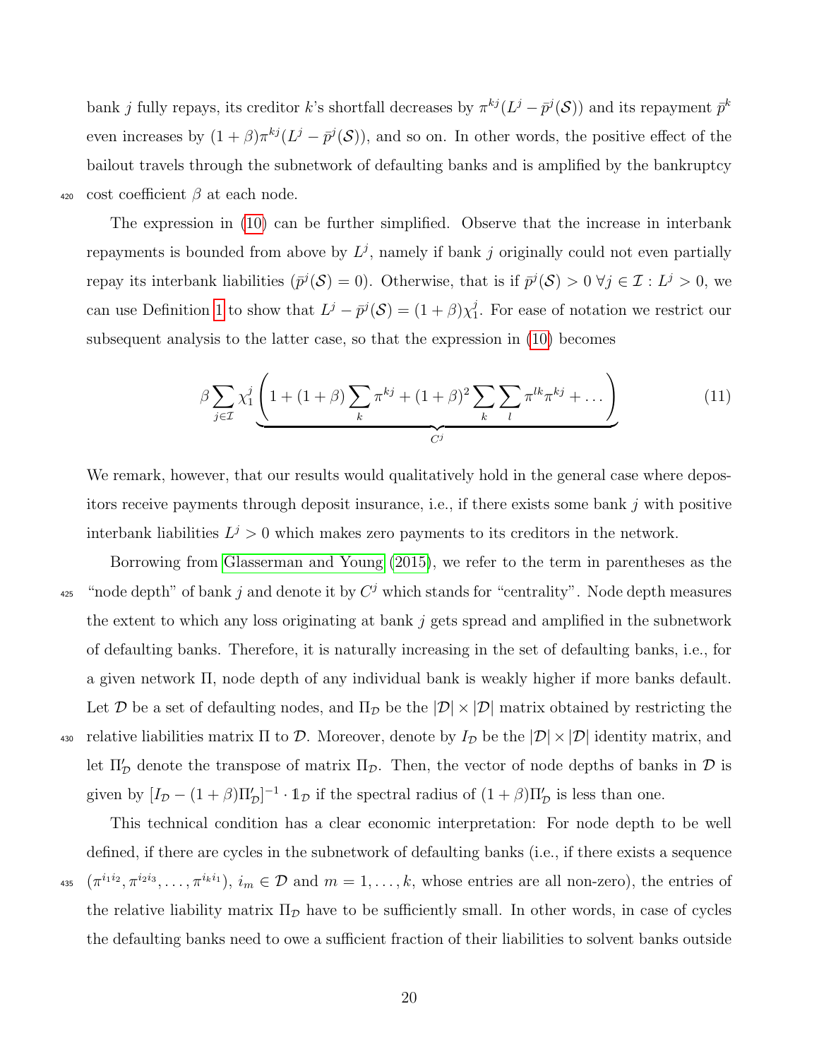bank $j$ fully repays, its creditor $k$'s shortfall decreases by $\pi^{kj}(L^j - \bar{p}^j(\mathcal{S}))$ and its repayment $\bar{p}^k$ even increases by $(1+\beta)\pi^{kj}(L^j - \bar{p}^j(\mathcal{S}))$, and so on. In other words, the positive effect of the bailout travels through the subnetwork of defaulting banks and is amplified by the bankruptcy cost coefficient $\beta$ at each node.

The expression in (10) can be further simplified. Observe that the increase in interbank repayments is bounded from above by $L^j$, namely if bank $j$ originally could not even partially repay its interbank liabilities ($\bar{p}^j(\mathcal{S}) = 0$). Otherwise, that is if $\bar{p}^j(\mathcal{S}) > 0 \; \forall j \in \mathcal{I} : L^j > 0$, we can use Definition 1 to show that $L^j - \bar{p}^j(\mathcal{S}) = (1+\beta)\chi_1^j$. For ease of notation we restrict our subsequent analysis to the latter case, so that the expression in (10) becomes

$$\beta \sum_{j \in \mathcal{I}} \chi_1^j \underbrace{\left(1 + (1+\beta)\sum_k \pi^{kj} + (1+\beta)^2 \sum_k \sum_l \pi^{lk}\pi^{kj} + \dots\right)}_{C^j} \tag{11}$$

We remark, however, that our results would qualitatively hold in the general case where depositors receive payments through deposit insurance, i.e., if there exists some bank $j$ with positive interbank liabilities $L^j > 0$ which makes zero payments to its creditors in the network.

Borrowing from Glasserman and Young (2015), we refer to the term in parentheses as the "node depth" of bank $j$ and denote it by $C^j$ which stands for "centrality". Node depth measures the extent to which any loss originating at bank $j$ gets spread and amplified in the subnetwork of defaulting banks. Therefore, it is naturally increasing in the set of defaulting banks, i.e., for a given network $\Pi$, node depth of any individual bank is weakly higher if more banks default. Let $\mathcal{D}$ be a set of defaulting nodes, and $\Pi_{\mathcal{D}}$ be the $|\mathcal{D}| \times |\mathcal{D}|$ matrix obtained by restricting the relative liabilities matrix $\Pi$ to $\mathcal{D}$. Moreover, denote by $I_{\mathcal{D}}$ be the $|\mathcal{D}| \times |\mathcal{D}|$ identity matrix, and let $\Pi'_{\mathcal{D}}$ denote the transpose of matrix $\Pi_{\mathcal{D}}$. Then, the vector of node depths of banks in $\mathcal{D}$ is given by $[I_{\mathcal{D}} - (1+\beta)\Pi'_{\mathcal{D}}]^{-1} \cdot \mathbb{1}_{\mathcal{D}}$ if the spectral radius of $(1+\beta)\Pi'_{\mathcal{D}}$ is less than one.

This technical condition has a clear economic interpretation: For node depth to be well defined, if there are cycles in the subnetwork of defaulting banks (i.e., if there exists a sequence $(\pi^{i_1 i_2}, \pi^{i_2 i_3}, \dots, \pi^{i_k i_1})$, $i_m \in \mathcal{D}$ and $m = 1, \dots, k$, whose entries are all non-zero), the entries of the relative liability matrix $\Pi_{\mathcal{D}}$ have to be sufficiently small. In other words, in case of cycles the defaulting banks need to owe a sufficient fraction of their liabilities to solvent banks outside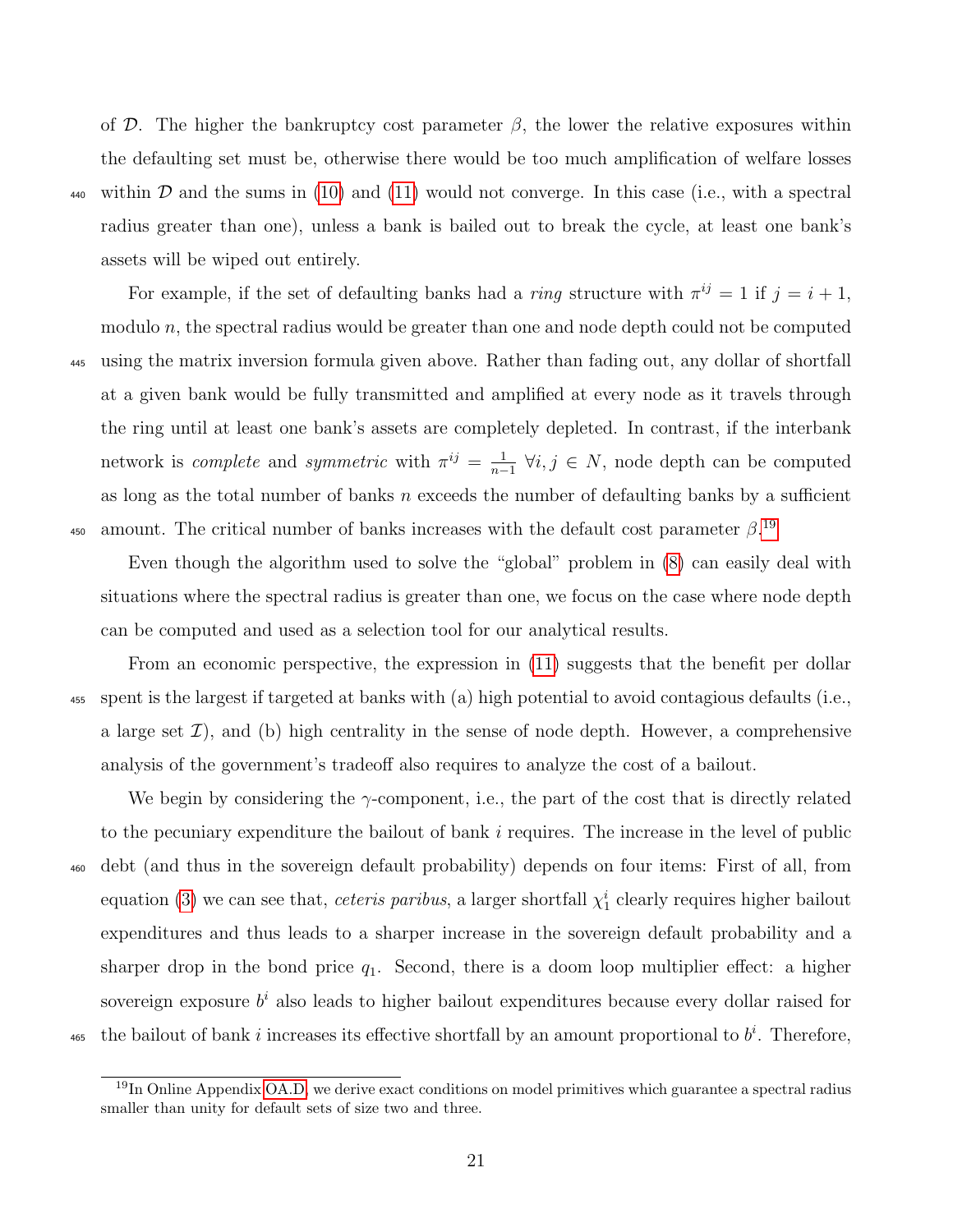of $\mathcal{D}$. The higher the bankruptcy cost parameter $\beta$, the lower the relative exposures within the defaulting set must be, otherwise there would be too much amplification of welfare losses within $\mathcal{D}$ and the sums in (10) and (11) would not converge. In this case (i.e., with a spectral radius greater than one), unless a bank is bailed out to break the cycle, at least one bank's assets will be wiped out entirely.

For example, if the set of defaulting banks had a *ring* structure with $\pi^{ij} = 1$ if $j = i + 1$, modulo $n$, the spectral radius would be greater than one and node depth could not be computed using the matrix inversion formula given above. Rather than fading out, any dollar of shortfall at a given bank would be fully transmitted and amplified at every node as it travels through the ring until at least one bank's assets are completely depleted. In contrast, if the interbank network is *complete* and *symmetric* with $\pi^{ij} = \frac{1}{n-1}$ $\forall i, j \in N$, node depth can be computed as long as the total number of banks $n$ exceeds the number of defaulting banks by a sufficient amount. The critical number of banks increases with the default cost parameter $\beta$.[19]

Even though the algorithm used to solve the "global" problem in (8) can easily deal with situations where the spectral radius is greater than one, we focus on the case where node depth can be computed and used as a selection tool for our analytical results.

From an economic perspective, the expression in (11) suggests that the benefit per dollar spent is the largest if targeted at banks with (a) high potential to avoid contagious defaults (i.e., a large set $\mathcal{I}$), and (b) high centrality in the sense of node depth. However, a comprehensive analysis of the government's tradeoff also requires to analyze the cost of a bailout.

We begin by considering the $\gamma$-component, i.e., the part of the cost that is directly related to the pecuniary expenditure the bailout of bank $i$ requires. The increase in the level of public debt (and thus in the sovereign default probability) depends on four items: First of all, from equation (3) we can see that, *ceteris paribus*, a larger shortfall $\chi_1^i$ clearly requires higher bailout expenditures and thus leads to a sharper increase in the sovereign default probability and a sharper drop in the bond price $q_1$. Second, there is a doom loop multiplier effect: a higher sovereign exposure $b^i$ also leads to higher bailout expenditures because every dollar raised for the bailout of bank $i$ increases its effective shortfall by an amount proportional to $b^i$. Therefore,

[19] In Online Appendix OA.D, we derive exact conditions on model primitives which guarantee a spectral radius smaller than unity for default sets of size two and three.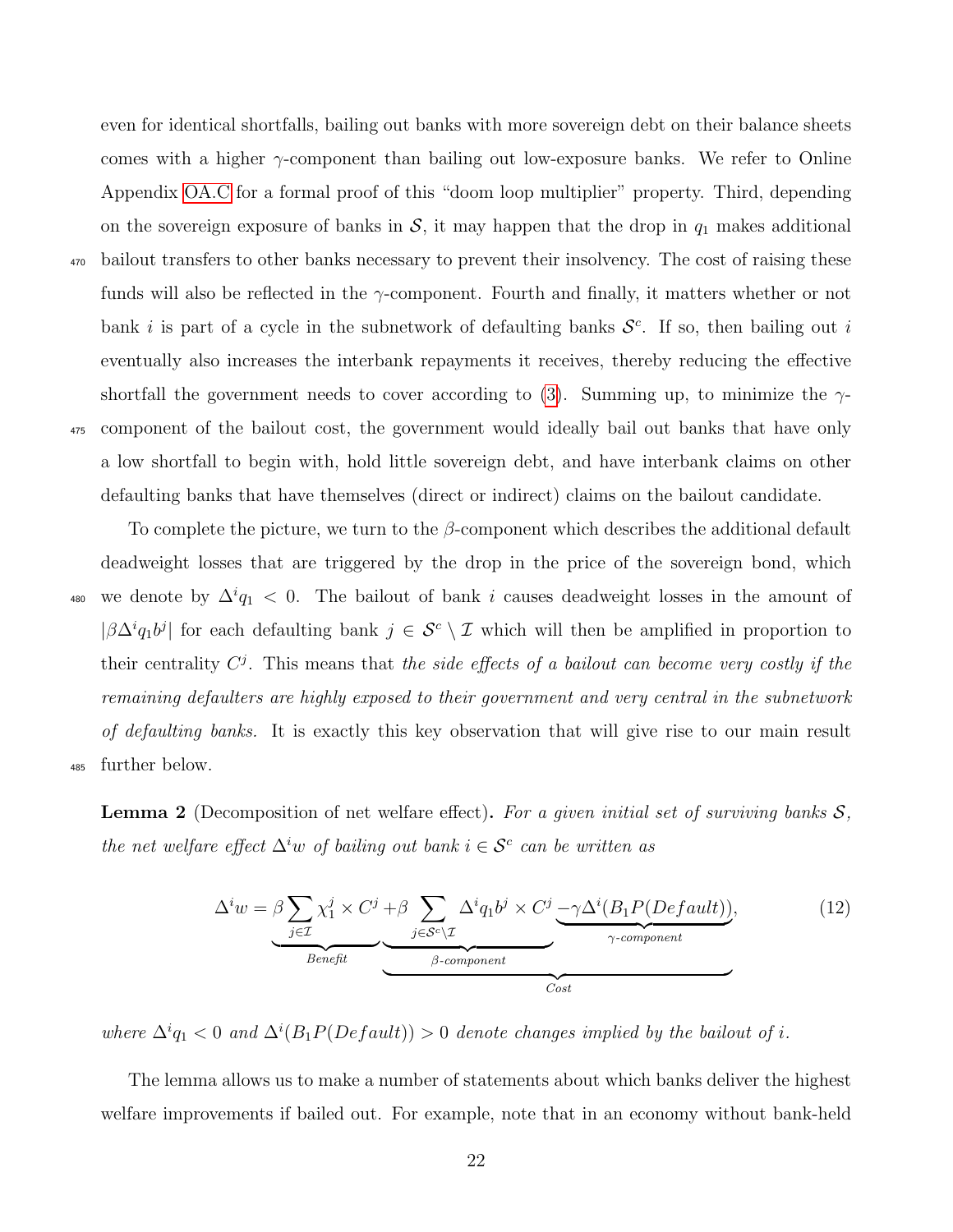even for identical shortfalls, bailing out banks with more sovereign debt on their balance sheets comes with a higher $\gamma$-component than bailing out low-exposure banks. We refer to Online Appendix OA.C for a formal proof of this "doom loop multiplier" property. Third, depending on the sovereign exposure of banks in $\mathcal{S}$, it may happen that the drop in $q_1$ makes additional bailout transfers to other banks necessary to prevent their insolvency. The cost of raising these funds will also be reflected in the $\gamma$-component. Fourth and finally, it matters whether or not bank $i$ is part of a cycle in the subnetwork of defaulting banks $\mathcal{S}^c$. If so, then bailing out $i$ eventually also increases the interbank repayments it receives, thereby reducing the effective shortfall the government needs to cover according to (3). Summing up, to minimize the $\gamma$-component of the bailout cost, the government would ideally bail out banks that have only a low shortfall to begin with, hold little sovereign debt, and have interbank claims on other defaulting banks that have themselves (direct or indirect) claims on the bailout candidate.

To complete the picture, we turn to the $\beta$-component which describes the additional default deadweight losses that are triggered by the drop in the price of the sovereign bond, which we denote by $\Delta^i q_1 < 0$. The bailout of bank $i$ causes deadweight losses in the amount of $|\beta \Delta^i q_1 b^j|$ for each defaulting bank $j \in \mathcal{S}^c \setminus \mathcal{I}$ which will then be amplified in proportion to their centrality $C^j$. This means that *the side effects of a bailout can become very costly if the remaining defaulters are highly exposed to their government and very central in the subnetwork of defaulting banks.* It is exactly this key observation that will give rise to our main result further below.

**Lemma 2** (Decomposition of net welfare effect)**.** *For a given initial set of surviving banks $\mathcal{S}$, the net welfare effect $\Delta^i w$ of bailing out bank $i \in \mathcal{S}^c$ can be written as*

$$\Delta^i w = \underbrace{\beta \sum_{j \in \mathcal{I}} \chi_1^j \times C^j}_{\text{Benefit}} \underbrace{+ \underbrace{\beta \sum_{j \in \mathcal{S}^c \setminus \mathcal{I}} \Delta^i q_1 b^j \times C^j}_{\beta\text{-component}} \underbrace{- \gamma \Delta^i (B_1 P(Default))}_{\gamma\text{-component}}}_{\text{Cost}}, \tag{12}$$

*where $\Delta^i q_1 < 0$ and $\Delta^i (B_1 P(Default)) > 0$ denote changes implied by the bailout of $i$.*

The lemma allows us to make a number of statements about which banks deliver the highest welfare improvements if bailed out. For example, note that in an economy without bank-held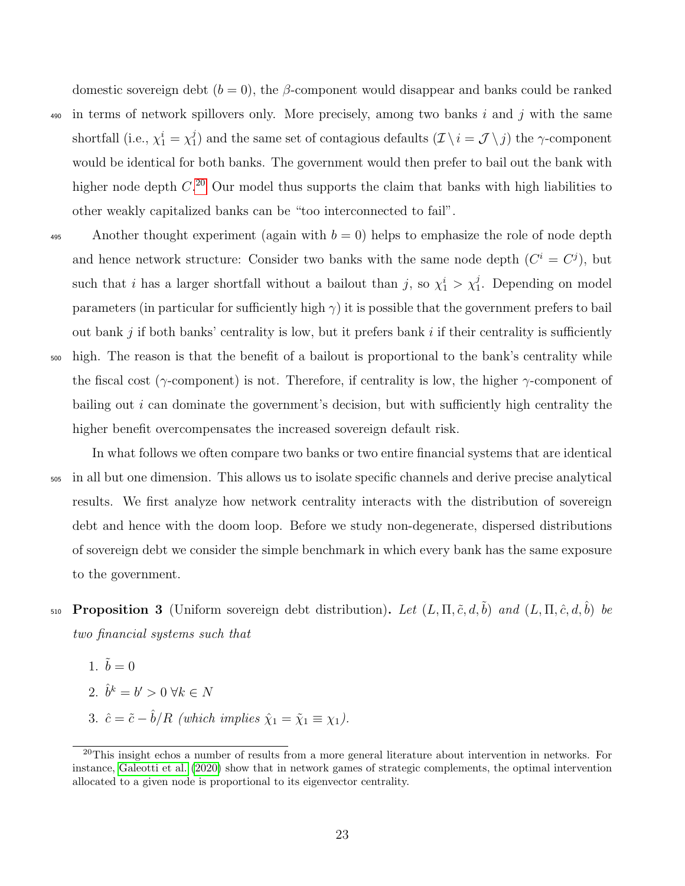domestic sovereign debt ($b = 0$), the $\beta$-component would disappear and banks could be ranked in terms of network spillovers only. More precisely, among two banks $i$ and $j$ with the same shortfall (i.e., $\chi_1^i = \chi_1^j$) and the same set of contagious defaults ($\mathcal{I} \setminus i = \mathcal{J} \setminus j$) the $\gamma$-component would be identical for both banks. The government would then prefer to bail out the bank with higher node depth $C$.[20] Our model thus supports the claim that banks with high liabilities to other weakly capitalized banks can be "too interconnected to fail".

Another thought experiment (again with $b = 0$) helps to emphasize the role of node depth and hence network structure: Consider two banks with the same node depth ($C^i = C^j$), but such that $i$ has a larger shortfall without a bailout than $j$, so $\chi_1^i > \chi_1^j$. Depending on model parameters (in particular for sufficiently high $\gamma$) it is possible that the government prefers to bail out bank $j$ if both banks' centrality is low, but it prefers bank $i$ if their centrality is sufficiently high. The reason is that the benefit of a bailout is proportional to the bank's centrality while the fiscal cost ($\gamma$-component) is not. Therefore, if centrality is low, the higher $\gamma$-component of bailing out $i$ can dominate the government's decision, but with sufficiently high centrality the higher benefit overcompensates the increased sovereign default risk.

In what follows we often compare two banks or two entire financial systems that are identical in all but one dimension. This allows us to isolate specific channels and derive precise analytical results. We first analyze how network centrality interacts with the distribution of sovereign debt and hence with the doom loop. Before we study non-degenerate, dispersed distributions of sovereign debt we consider the simple benchmark in which every bank has the same exposure to the government.

**Proposition 3** (Uniform sovereign debt distribution)**.** *Let $(L, \Pi, \tilde{c}, d, \tilde{b})$ and $(L, \Pi, \hat{c}, d, \hat{b})$ be two financial systems such that*

1. $\tilde{b} = 0$
2. $\hat{b}^k = b' > 0 \ \forall k \in N$
3. $\hat{c} = \tilde{c} - \hat{b}/R$ *(which implies $\hat{\chi}_1 = \tilde{\chi}_1 \equiv \chi_1$).*

[20] This insight echos a number of results from a more general literature about intervention in networks. For instance, Galeotti et al. (2020) show that in network games of strategic complements, the optimal intervention allocated to a given node is proportional to its eigenvector centrality.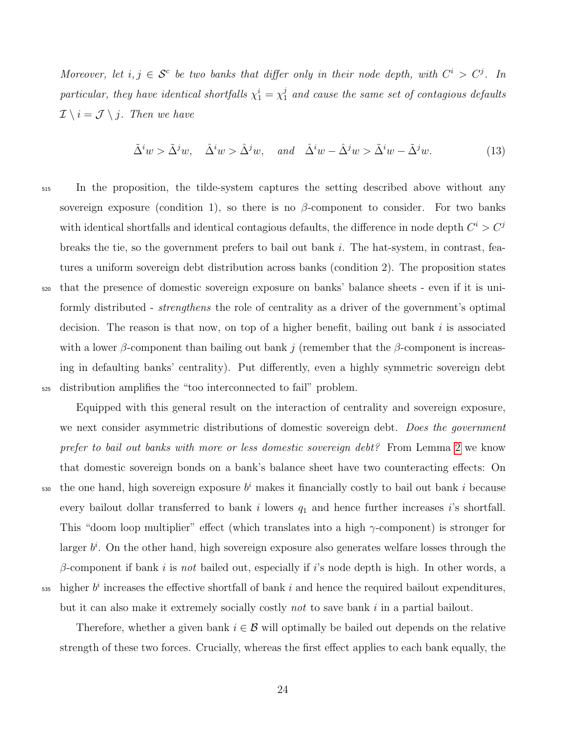*Moreover, let $i, j \in \mathcal{S}^c$ be two banks that differ only in their node depth, with $C^i > C^j$. In particular, they have identical shortfalls $\chi_1^i = \chi_1^j$ and cause the same set of contagious defaults $\mathcal{I} \setminus i = \mathcal{J} \setminus j$. Then we have*

$$\tilde{\Delta}^i w > \tilde{\Delta}^j w, \quad \hat{\Delta}^i w > \hat{\Delta}^j w, \quad \text{and} \quad \hat{\Delta}^i w - \hat{\Delta}^j w > \tilde{\Delta}^i w - \tilde{\Delta}^j w. \tag{13}$$

In the proposition, the tilde-system captures the setting described above without any sovereign exposure (condition 1), so there is no $\beta$-component to consider. For two banks with identical shortfalls and identical contagious defaults, the difference in node depth $C^i > C^j$ breaks the tie, so the government prefers to bail out bank $i$. The hat-system, in contrast, features a uniform sovereign debt distribution across banks (condition 2). The proposition states that the presence of domestic sovereign exposure on banks' balance sheets - even if it is uniformly distributed - *strengthens* the role of centrality as a driver of the government's optimal decision. The reason is that now, on top of a higher benefit, bailing out bank $i$ is associated with a lower $\beta$-component than bailing out bank $j$ (remember that the $\beta$-component is increasing in defaulting banks' centrality). Put differently, even a highly symmetric sovereign debt distribution amplifies the "too interconnected to fail" problem.

Equipped with this general result on the interaction of centrality and sovereign exposure, we next consider asymmetric distributions of domestic sovereign debt. *Does the government prefer to bail out banks with more or less domestic sovereign debt?* From Lemma 2 we know that domestic sovereign bonds on a bank's balance sheet have two counteracting effects: On the one hand, high sovereign exposure $b^i$ makes it financially costly to bail out bank $i$ because every bailout dollar transferred to bank $i$ lowers $q_1$ and hence further increases $i$'s shortfall. This "doom loop multiplier" effect (which translates into a high $\gamma$-component) is stronger for larger $b^i$. On the other hand, high sovereign exposure also generates welfare losses through the $\beta$-component if bank $i$ is *not* bailed out, especially if $i$'s node depth is high. In other words, a higher $b^i$ increases the effective shortfall of bank $i$ and hence the required bailout expenditures, but it can also make it extremely socially costly *not* to save bank $i$ in a partial bailout.

Therefore, whether a given bank $i \in \mathcal{B}$ will optimally be bailed out depends on the relative strength of these two forces. Crucially, whereas the first effect applies to each bank equally, the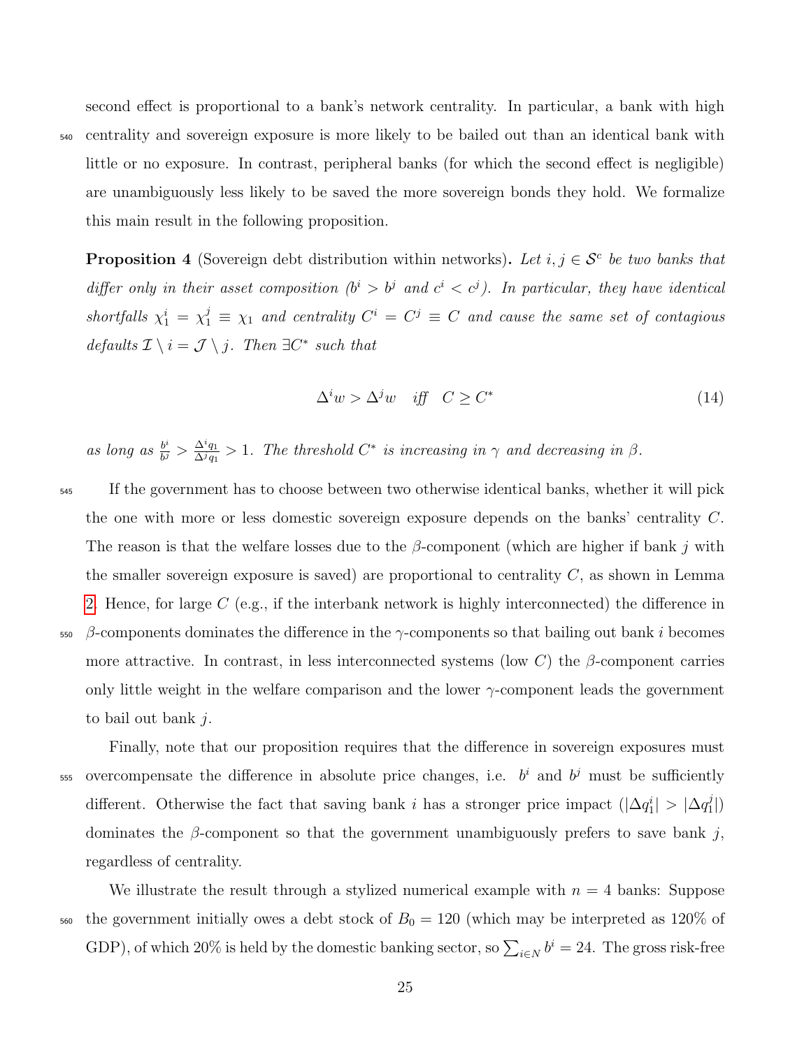second effect is proportional to a bank's network centrality. In particular, a bank with high centrality and sovereign exposure is more likely to be bailed out than an identical bank with little or no exposure. In contrast, peripheral banks (for which the second effect is negligible) are unambiguously less likely to be saved the more sovereign bonds they hold. We formalize this main result in the following proposition.

**Proposition 4** (Sovereign debt distribution within networks)**.** *Let $i, j \in \mathcal{S}^c$ be two banks that differ only in their asset composition ($b^i > b^j$ and $c^i < c^j$). In particular, they have identical shortfalls $\chi_1^i = \chi_1^j \equiv \chi_1$ and centrality $C^i = C^j \equiv C$ and cause the same set of contagious defaults $\mathcal{I} \setminus i = \mathcal{J} \setminus j$. Then $\exists C^*$ such that*

$$\Delta^i w > \Delta^j w \quad \textit{iff} \quad C \geq C^* \tag{14}$$

*as long as $\frac{b^i}{b^j} > \frac{\Delta^i q_1}{\Delta^j q_1} > 1$. The threshold $C^*$ is increasing in $\gamma$ and decreasing in $\beta$.*

If the government has to choose between two otherwise identical banks, whether it will pick the one with more or less domestic sovereign exposure depends on the banks' centrality $C$. The reason is that the welfare losses due to the $\beta$-component (which are higher if bank $j$ with the smaller sovereign exposure is saved) are proportional to centrality $C$, as shown in Lemma 2. Hence, for large $C$ (e.g., if the interbank network is highly interconnected) the difference in $\beta$-components dominates the difference in the $\gamma$-components so that bailing out bank $i$ becomes more attractive. In contrast, in less interconnected systems (low $C$) the $\beta$-component carries only little weight in the welfare comparison and the lower $\gamma$-component leads the government to bail out bank $j$.

Finally, note that our proposition requires that the difference in sovereign exposures must overcompensate the difference in absolute price changes, i.e. $b^i$ and $b^j$ must be sufficiently different. Otherwise the fact that saving bank $i$ has a stronger price impact ($|\Delta q_1^i| > |\Delta q_1^j|$) dominates the $\beta$-component so that the government unambiguously prefers to save bank $j$, regardless of centrality.

We illustrate the result through a stylized numerical example with $n = 4$ banks: Suppose the government initially owes a debt stock of $B_0 = 120$ (which may be interpreted as 120% of GDP), of which 20% is held by the domestic banking sector, so $\sum_{i \in N} b^i = 24$. The gross risk-free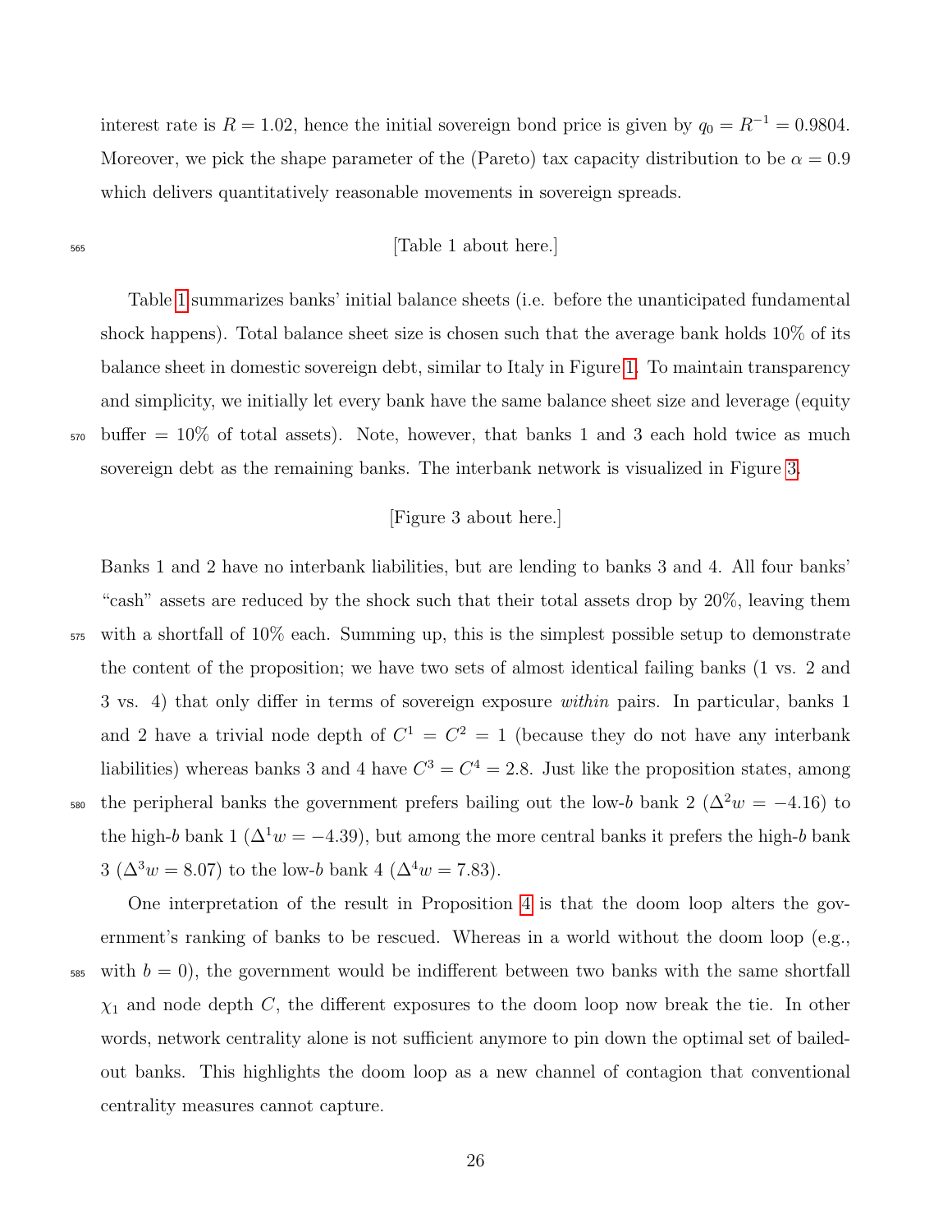interest rate is $R = 1.02$, hence the initial sovereign bond price is given by $q_0 = R^{-1} = 0.9804$. Moreover, we pick the shape parameter of the (Pareto) tax capacity distribution to be $\alpha = 0.9$ which delivers quantitatively reasonable movements in sovereign spreads.

[Table 1 about here.]

Table 1 summarizes banks' initial balance sheets (i.e. before the unanticipated fundamental shock happens). Total balance sheet size is chosen such that the average bank holds 10% of its balance sheet in domestic sovereign debt, similar to Italy in Figure 1. To maintain transparency and simplicity, we initially let every bank have the same balance sheet size and leverage (equity buffer = 10% of total assets). Note, however, that banks 1 and 3 each hold twice as much sovereign debt as the remaining banks. The interbank network is visualized in Figure 3.

[Figure 3 about here.]

Banks 1 and 2 have no interbank liabilities, but are lending to banks 3 and 4. All four banks' "cash" assets are reduced by the shock such that their total assets drop by 20%, leaving them with a shortfall of 10% each. Summing up, this is the simplest possible setup to demonstrate the content of the proposition; we have two sets of almost identical failing banks (1 vs. 2 and 3 vs. 4) that only differ in terms of sovereign exposure *within* pairs. In particular, banks 1 and 2 have a trivial node depth of $C^1 = C^2 = 1$ (because they do not have any interbank liabilities) whereas banks 3 and 4 have $C^3 = C^4 = 2.8$. Just like the proposition states, among the peripheral banks the government prefers bailing out the low-$b$ bank 2 ($\Delta^2 w = -4.16$) to the high-$b$ bank 1 ($\Delta^1 w = -4.39$), but among the more central banks it prefers the high-$b$ bank 3 ($\Delta^3 w = 8.07$) to the low-$b$ bank 4 ($\Delta^4 w = 7.83$).

One interpretation of the result in Proposition 4 is that the doom loop alters the government's ranking of banks to be rescued. Whereas in a world without the doom loop (e.g., with $b = 0$), the government would be indifferent between two banks with the same shortfall $\chi_1$ and node depth $C$, the different exposures to the doom loop now break the tie. In other words, network centrality alone is not sufficient anymore to pin down the optimal set of bailed-out banks. This highlights the doom loop as a new channel of contagion that conventional centrality measures cannot capture.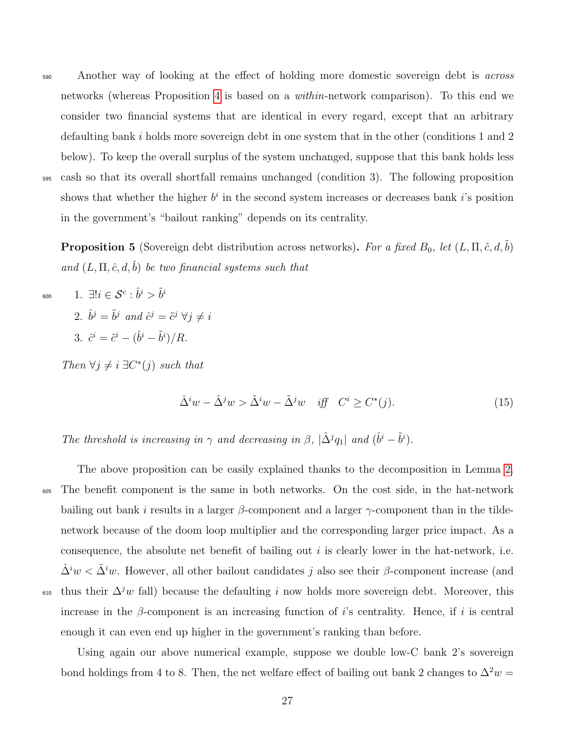Another way of looking at the effect of holding more domestic sovereign debt is *across* networks (whereas Proposition 4 is based on a *within*-network comparison). To this end we consider two financial systems that are identical in every regard, except that an arbitrary defaulting bank $i$ holds more sovereign debt in one system that in the other (conditions 1 and 2 below). To keep the overall surplus of the system unchanged, suppose that this bank holds less cash so that its overall shortfall remains unchanged (condition 3). The following proposition shows that whether the higher $b^i$ in the second system increases or decreases bank $i$'s position in the government's "bailout ranking" depends on its centrality.

**Proposition 5** (Sovereign debt distribution across networks)**.** *For a fixed $B_0$, let $(L, \Pi, \tilde{c}, d, \tilde{b})$ and $(L, \Pi, \hat{c}, d, \hat{b})$ be two financial systems such that*

1. $\exists! i \in \mathcal{S}^c : \hat{b}^i > \tilde{b}^i$
2. $\hat{b}^j = \tilde{b}^j$ *and* $\hat{c}^j = \tilde{c}^j \ \forall j \neq i$
3. $\hat{c}^i = \tilde{c}^i - (\hat{b}^i - \tilde{b}^i)/R.$

*Then $\forall j \neq i \ \exists C^*(j)$ such that*

$$\hat{\Delta}^i w - \hat{\Delta}^j w > \tilde{\Delta}^i w - \tilde{\Delta}^j w \quad \textit{iff} \quad C^i \geq C^*(j). \tag{15}$$

*The threshold is increasing in $\gamma$ and decreasing in $\beta$, $|\hat{\Delta}^j q_1|$ and $(\hat{b}^i - \tilde{b}^i)$.*

The above proposition can be easily explained thanks to the decomposition in Lemma 2. The benefit component is the same in both networks. On the cost side, in the hat-network bailing out bank $i$ results in a larger $\beta$-component and a larger $\gamma$-component than in the tilde-network because of the doom loop multiplier and the corresponding larger price impact. As a consequence, the absolute net benefit of bailing out $i$ is clearly lower in the hat-network, i.e. $\hat{\Delta}^i w < \tilde{\Delta}^i w$. However, all other bailout candidates $j$ also see their $\beta$-component increase (and thus their $\Delta^j w$ fall) because the defaulting $i$ now holds more sovereign debt. Moreover, this increase in the $\beta$-component is an increasing function of $i$'s centrality. Hence, if $i$ is central enough it can even end up higher in the government's ranking than before.

Using again our above numerical example, suppose we double low-C bank 2's sovereign bond holdings from 4 to 8. Then, the net welfare effect of bailing out bank 2 changes to $\Delta^2 w =$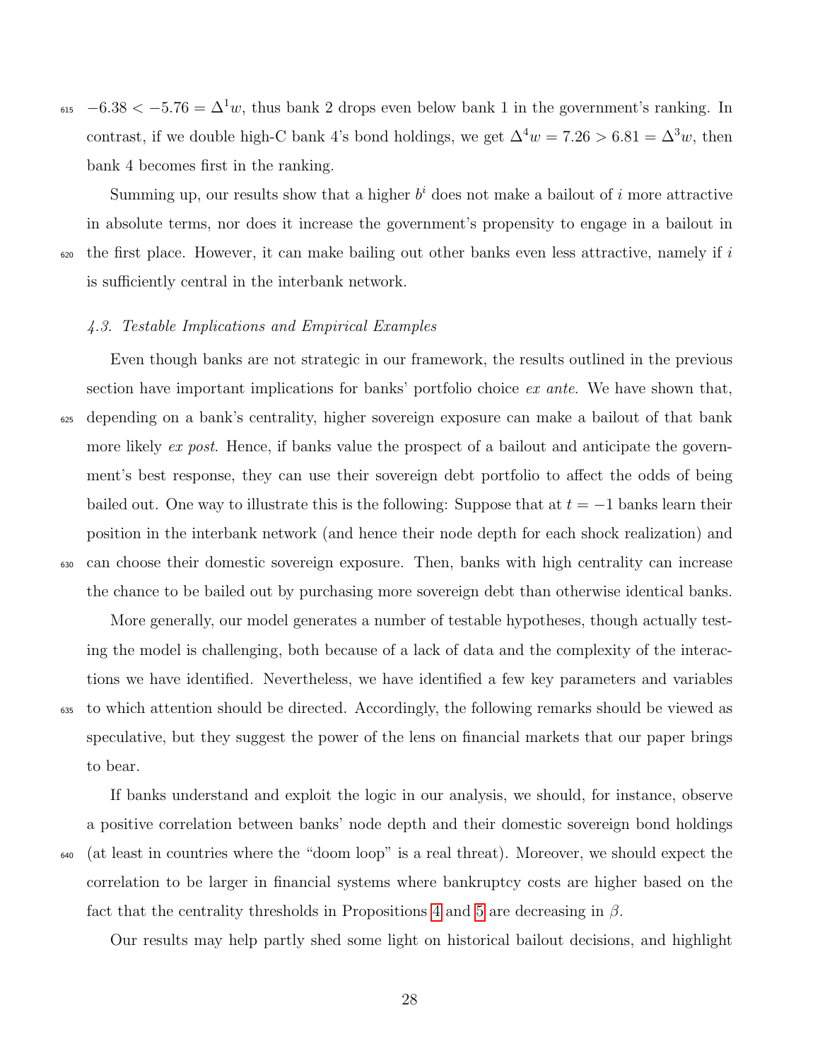$-6.38 < -5.76 = \Delta^1 w$, thus bank 2 drops even below bank 1 in the government's ranking. In contrast, if we double high-C bank 4's bond holdings, we get $\Delta^4 w = 7.26 > 6.81 = \Delta^3 w$, then bank 4 becomes first in the ranking.

Summing up, our results show that a higher $b^i$ does not make a bailout of $i$ more attractive in absolute terms, nor does it increase the government's propensity to engage in a bailout in the first place. However, it can make bailing out other banks even less attractive, namely if $i$ is sufficiently central in the interbank network.

### *4.3. Testable Implications and Empirical Examples*

Even though banks are not strategic in our framework, the results outlined in the previous section have important implications for banks' portfolio choice *ex ante*. We have shown that, depending on a bank's centrality, higher sovereign exposure can make a bailout of that bank more likely *ex post*. Hence, if banks value the prospect of a bailout and anticipate the government's best response, they can use their sovereign debt portfolio to affect the odds of being bailed out. One way to illustrate this is the following: Suppose that at $t = -1$ banks learn their position in the interbank network (and hence their node depth for each shock realization) and can choose their domestic sovereign exposure. Then, banks with high centrality can increase the chance to be bailed out by purchasing more sovereign debt than otherwise identical banks.

More generally, our model generates a number of testable hypotheses, though actually testing the model is challenging, both because of a lack of data and the complexity of the interactions we have identified. Nevertheless, we have identified a few key parameters and variables to which attention should be directed. Accordingly, the following remarks should be viewed as speculative, but they suggest the power of the lens on financial markets that our paper brings to bear.

If banks understand and exploit the logic in our analysis, we should, for instance, observe a positive correlation between banks' node depth and their domestic sovereign bond holdings (at least in countries where the "doom loop" is a real threat). Moreover, we should expect the correlation to be larger in financial systems where bankruptcy costs are higher based on the fact that the centrality thresholds in Propositions 4 and 5 are decreasing in $\beta$.

Our results may help partly shed some light on historical bailout decisions, and highlight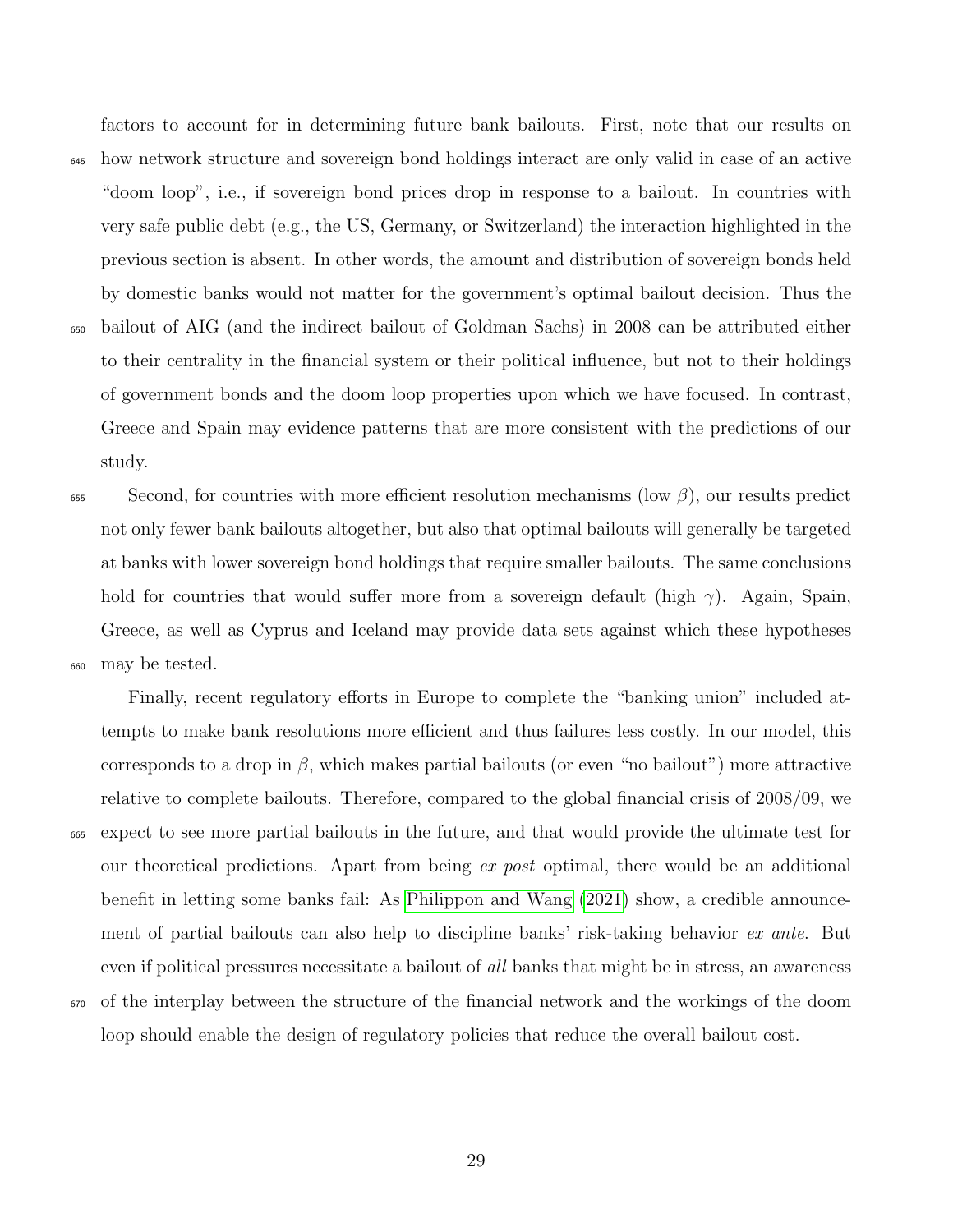factors to account for in determining future bank bailouts. First, note that our results on how network structure and sovereign bond holdings interact are only valid in case of an active "doom loop", i.e., if sovereign bond prices drop in response to a bailout. In countries with very safe public debt (e.g., the US, Germany, or Switzerland) the interaction highlighted in the previous section is absent. In other words, the amount and distribution of sovereign bonds held by domestic banks would not matter for the government's optimal bailout decision. Thus the bailout of AIG (and the indirect bailout of Goldman Sachs) in 2008 can be attributed either to their centrality in the financial system or their political influence, but not to their holdings of government bonds and the doom loop properties upon which we have focused. In contrast, Greece and Spain may evidence patterns that are more consistent with the predictions of our study.

Second, for countries with more efficient resolution mechanisms (low $\beta$), our results predict not only fewer bank bailouts altogether, but also that optimal bailouts will generally be targeted at banks with lower sovereign bond holdings that require smaller bailouts. The same conclusions hold for countries that would suffer more from a sovereign default (high $\gamma$). Again, Spain, Greece, as well as Cyprus and Iceland may provide data sets against which these hypotheses may be tested.

Finally, recent regulatory efforts in Europe to complete the "banking union" included attempts to make bank resolutions more efficient and thus failures less costly. In our model, this corresponds to a drop in $\beta$, which makes partial bailouts (or even "no bailout") more attractive relative to complete bailouts. Therefore, compared to the global financial crisis of 2008/09, we expect to see more partial bailouts in the future, and that would provide the ultimate test for our theoretical predictions. Apart from being *ex post* optimal, there would be an additional benefit in letting some banks fail: As Philippon and Wang (2021) show, a credible announcement of partial bailouts can also help to discipline banks' risk-taking behavior *ex ante*. But even if political pressures necessitate a bailout of *all* banks that might be in stress, an awareness of the interplay between the structure of the financial network and the workings of the doom loop should enable the design of regulatory policies that reduce the overall bailout cost.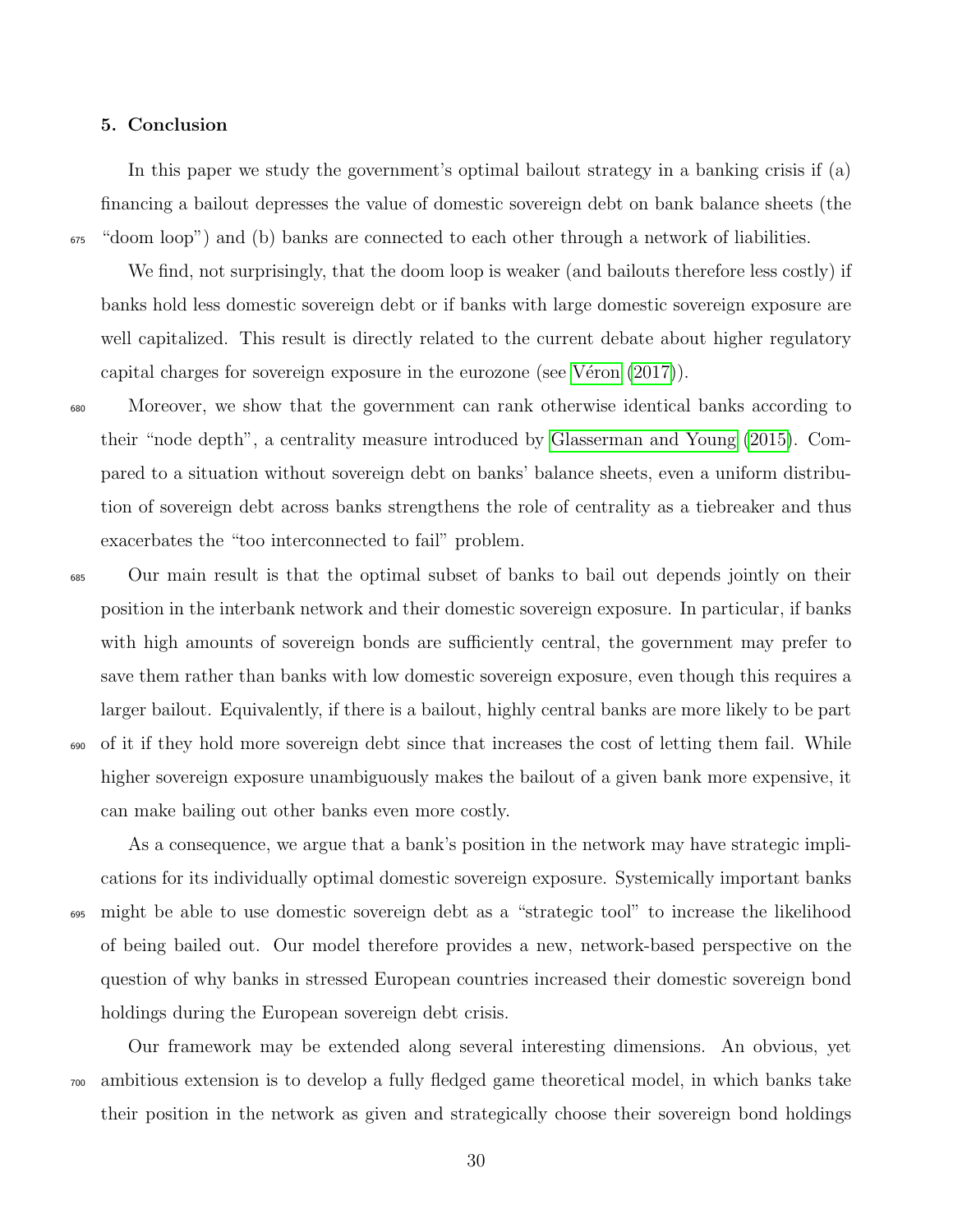### 5. Conclusion

In this paper we study the government's optimal bailout strategy in a banking crisis if (a) financing a bailout depresses the value of domestic sovereign debt on bank balance sheets (the "doom loop") and (b) banks are connected to each other through a network of liabilities.

We find, not surprisingly, that the doom loop is weaker (and bailouts therefore less costly) if banks hold less domestic sovereign debt or if banks with large domestic sovereign exposure are well capitalized. This result is directly related to the current debate about higher regulatory capital charges for sovereign exposure in the eurozone (see Véron (2017)).

Moreover, we show that the government can rank otherwise identical banks according to their "node depth", a centrality measure introduced by Glasserman and Young (2015). Compared to a situation without sovereign debt on banks' balance sheets, even a uniform distribution of sovereign debt across banks strengthens the role of centrality as a tiebreaker and thus exacerbates the "too interconnected to fail" problem.

Our main result is that the optimal subset of banks to bail out depends jointly on their position in the interbank network and their domestic sovereign exposure. In particular, if banks with high amounts of sovereign bonds are sufficiently central, the government may prefer to save them rather than banks with low domestic sovereign exposure, even though this requires a larger bailout. Equivalently, if there is a bailout, highly central banks are more likely to be part of it if they hold more sovereign debt since that increases the cost of letting them fail. While higher sovereign exposure unambiguously makes the bailout of a given bank more expensive, it can make bailing out other banks even more costly.

As a consequence, we argue that a bank's position in the network may have strategic implications for its individually optimal domestic sovereign exposure. Systemically important banks might be able to use domestic sovereign debt as a "strategic tool" to increase the likelihood of being bailed out. Our model therefore provides a new, network-based perspective on the question of why banks in stressed European countries increased their domestic sovereign bond holdings during the European sovereign debt crisis.

Our framework may be extended along several interesting dimensions. An obvious, yet ambitious extension is to develop a fully fledged game theoretical model, in which banks take their position in the network as given and strategically choose their sovereign bond holdings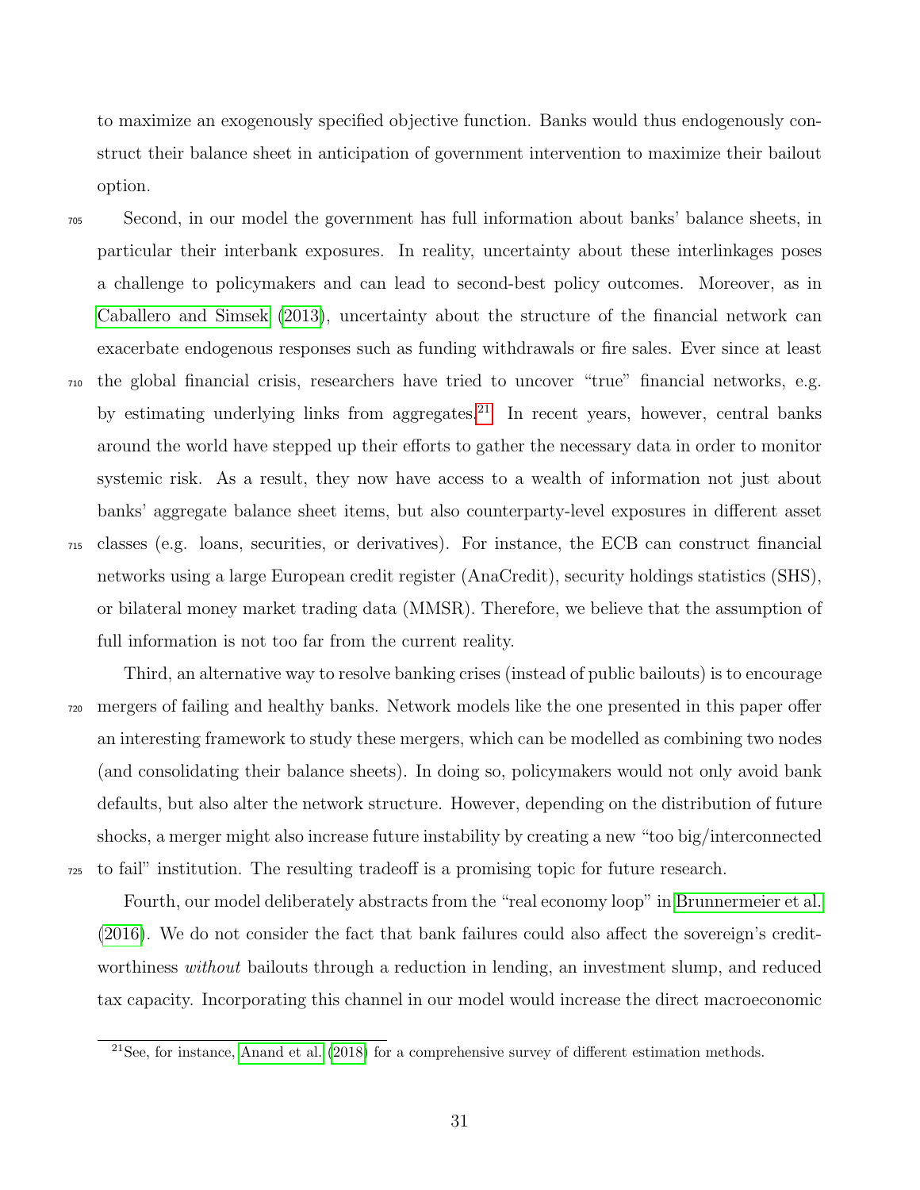to maximize an exogenously specified objective function. Banks would thus endogenously construct their balance sheet in anticipation of government intervention to maximize their bailout option.

Second, in our model the government has full information about banks' balance sheets, in particular their interbank exposures. In reality, uncertainty about these interlinkages poses a challenge to policymakers and can lead to second-best policy outcomes. Moreover, as in Caballero and Simsek (2013), uncertainty about the structure of the financial network can exacerbate endogenous responses such as funding withdrawals or fire sales. Ever since at least the global financial crisis, researchers have tried to uncover "true" financial networks, e.g. by estimating underlying links from aggregates.[21] In recent years, however, central banks around the world have stepped up their efforts to gather the necessary data in order to monitor systemic risk. As a result, they now have access to a wealth of information not just about banks' aggregate balance sheet items, but also counterparty-level exposures in different asset classes (e.g. loans, securities, or derivatives). For instance, the ECB can construct financial networks using a large European credit register (AnaCredit), security holdings statistics (SHS), or bilateral money market trading data (MMSR). Therefore, we believe that the assumption of full information is not too far from the current reality.

Third, an alternative way to resolve banking crises (instead of public bailouts) is to encourage mergers of failing and healthy banks. Network models like the one presented in this paper offer an interesting framework to study these mergers, which can be modelled as combining two nodes (and consolidating their balance sheets). In doing so, policymakers would not only avoid bank defaults, but also alter the network structure. However, depending on the distribution of future shocks, a merger might also increase future instability by creating a new "too big/interconnected to fail" institution. The resulting tradeoff is a promising topic for future research.

Fourth, our model deliberately abstracts from the "real economy loop" in Brunnermeier et al. (2016). We do not consider the fact that bank failures could also affect the sovereign's creditworthiness *without* bailouts through a reduction in lending, an investment slump, and reduced tax capacity. Incorporating this channel in our model would increase the direct macroeconomic

[21] See, for instance, Anand et al. (2018) for a comprehensive survey of different estimation methods.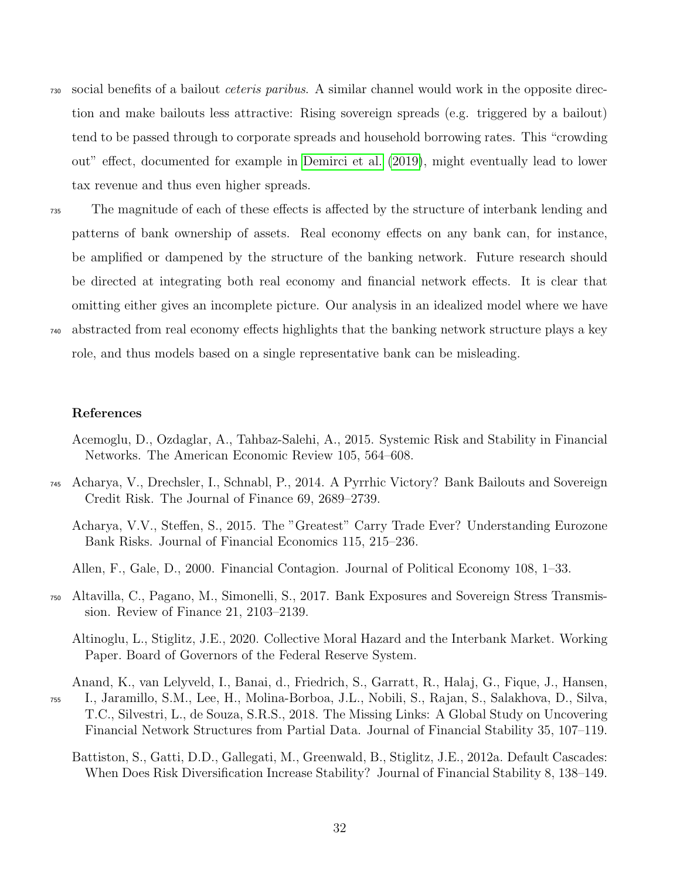social benefits of a bailout *ceteris paribus*. A similar channel would work in the opposite direction and make bailouts less attractive: Rising sovereign spreads (e.g. triggered by a bailout) tend to be passed through to corporate spreads and household borrowing rates. This "crowding out" effect, documented for example in Demirci et al. (2019), might eventually lead to lower tax revenue and thus even higher spreads.

The magnitude of each of these effects is affected by the structure of interbank lending and patterns of bank ownership of assets. Real economy effects on any bank can, for instance, be amplified or dampened by the structure of the banking network. Future research should be directed at integrating both real economy and financial network effects. It is clear that omitting either gives an incomplete picture. Our analysis in an idealized model where we have abstracted from real economy effects highlights that the banking network structure plays a key role, and thus models based on a single representative bank can be misleading.

## References

Acemoglu, D., Ozdaglar, A., Tahbaz-Salehi, A., 2015. Systemic Risk and Stability in Financial Networks. The American Economic Review 105, 564–608.

Acharya, V., Drechsler, I., Schnabl, P., 2014. A Pyrrhic Victory? Bank Bailouts and Sovereign Credit Risk. The Journal of Finance 69, 2689–2739.

Acharya, V.V., Steffen, S., 2015. The "Greatest" Carry Trade Ever? Understanding Eurozone Bank Risks. Journal of Financial Economics 115, 215–236.

Allen, F., Gale, D., 2000. Financial Contagion. Journal of Political Economy 108, 1–33.

Altavilla, C., Pagano, M., Simonelli, S., 2017. Bank Exposures and Sovereign Stress Transmission. Review of Finance 21, 2103–2139.

Altinoglu, L., Stiglitz, J.E., 2020. Collective Moral Hazard and the Interbank Market. Working Paper. Board of Governors of the Federal Reserve System.

Anand, K., van Lelyveld, I., Banai, d., Friedrich, S., Garratt, R., Halaj, G., Fique, J., Hansen, I., Jaramillo, S.M., Lee, H., Molina-Borboa, J.L., Nobili, S., Rajan, S., Salakhova, D., Silva, T.C., Silvestri, L., de Souza, S.R.S., 2018. The Missing Links: A Global Study on Uncovering Financial Network Structures from Partial Data. Journal of Financial Stability 35, 107–119.

Battiston, S., Gatti, D.D., Gallegati, M., Greenwald, B., Stiglitz, J.E., 2012a. Default Cascades: When Does Risk Diversification Increase Stability? Journal of Financial Stability 8, 138–149.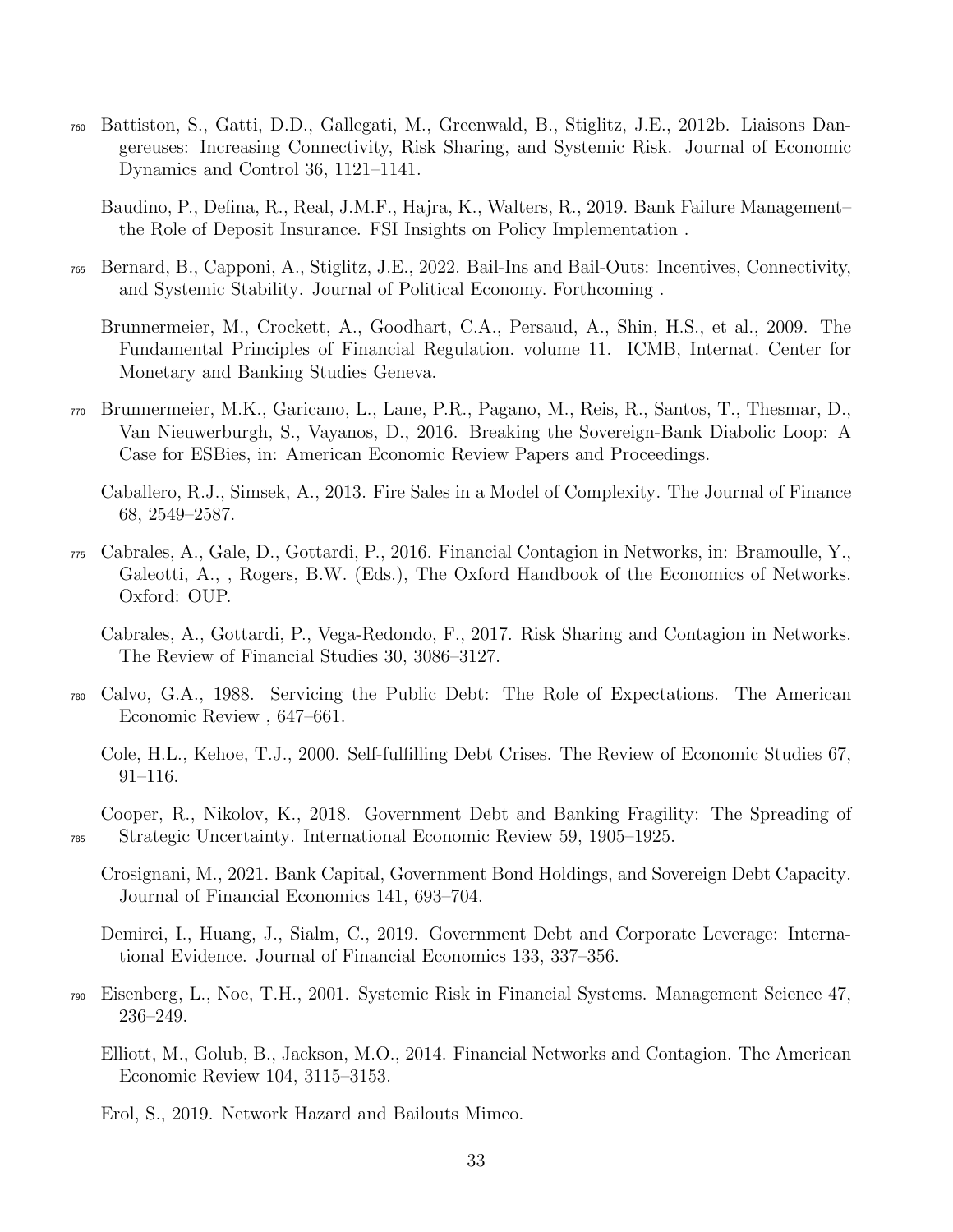Battiston, S., Gatti, D.D., Gallegati, M., Greenwald, B., Stiglitz, J.E., 2012b. Liaisons Dangereuses: Increasing Connectivity, Risk Sharing, and Systemic Risk. Journal of Economic Dynamics and Control 36, 1121–1141.

Baudino, P., Defina, R., Real, J.M.F., Hajra, K., Walters, R., 2019. Bank Failure Management–the Role of Deposit Insurance. FSI Insights on Policy Implementation .

Bernard, B., Capponi, A., Stiglitz, J.E., 2022. Bail-Ins and Bail-Outs: Incentives, Connectivity, and Systemic Stability. Journal of Political Economy. Forthcoming .

Brunnermeier, M., Crockett, A., Goodhart, C.A., Persaud, A., Shin, H.S., et al., 2009. The Fundamental Principles of Financial Regulation. volume 11. ICMB, Internat. Center for Monetary and Banking Studies Geneva.

Brunnermeier, M.K., Garicano, L., Lane, P.R., Pagano, M., Reis, R., Santos, T., Thesmar, D., Van Nieuwerburgh, S., Vayanos, D., 2016. Breaking the Sovereign-Bank Diabolic Loop: A Case for ESBies, in: American Economic Review Papers and Proceedings.

Caballero, R.J., Simsek, A., 2013. Fire Sales in a Model of Complexity. The Journal of Finance 68, 2549–2587.

Cabrales, A., Gale, D., Gottardi, P., 2016. Financial Contagion in Networks, in: Bramoulle, Y., Galeotti, A., , Rogers, B.W. (Eds.), The Oxford Handbook of the Economics of Networks. Oxford: OUP.

Cabrales, A., Gottardi, P., Vega-Redondo, F., 2017. Risk Sharing and Contagion in Networks. The Review of Financial Studies 30, 3086–3127.

Calvo, G.A., 1988. Servicing the Public Debt: The Role of Expectations. The American Economic Review , 647–661.

Cole, H.L., Kehoe, T.J., 2000. Self-fulfilling Debt Crises. The Review of Economic Studies 67, 91–116.

Cooper, R., Nikolov, K., 2018. Government Debt and Banking Fragility: The Spreading of Strategic Uncertainty. International Economic Review 59, 1905–1925.

Crosignani, M., 2021. Bank Capital, Government Bond Holdings, and Sovereign Debt Capacity. Journal of Financial Economics 141, 693–704.

Demirci, I., Huang, J., Sialm, C., 2019. Government Debt and Corporate Leverage: International Evidence. Journal of Financial Economics 133, 337–356.

Eisenberg, L., Noe, T.H., 2001. Systemic Risk in Financial Systems. Management Science 47, 236–249.

Elliott, M., Golub, B., Jackson, M.O., 2014. Financial Networks and Contagion. The American Economic Review 104, 3115–3153.

Erol, S., 2019. Network Hazard and Bailouts Mimeo.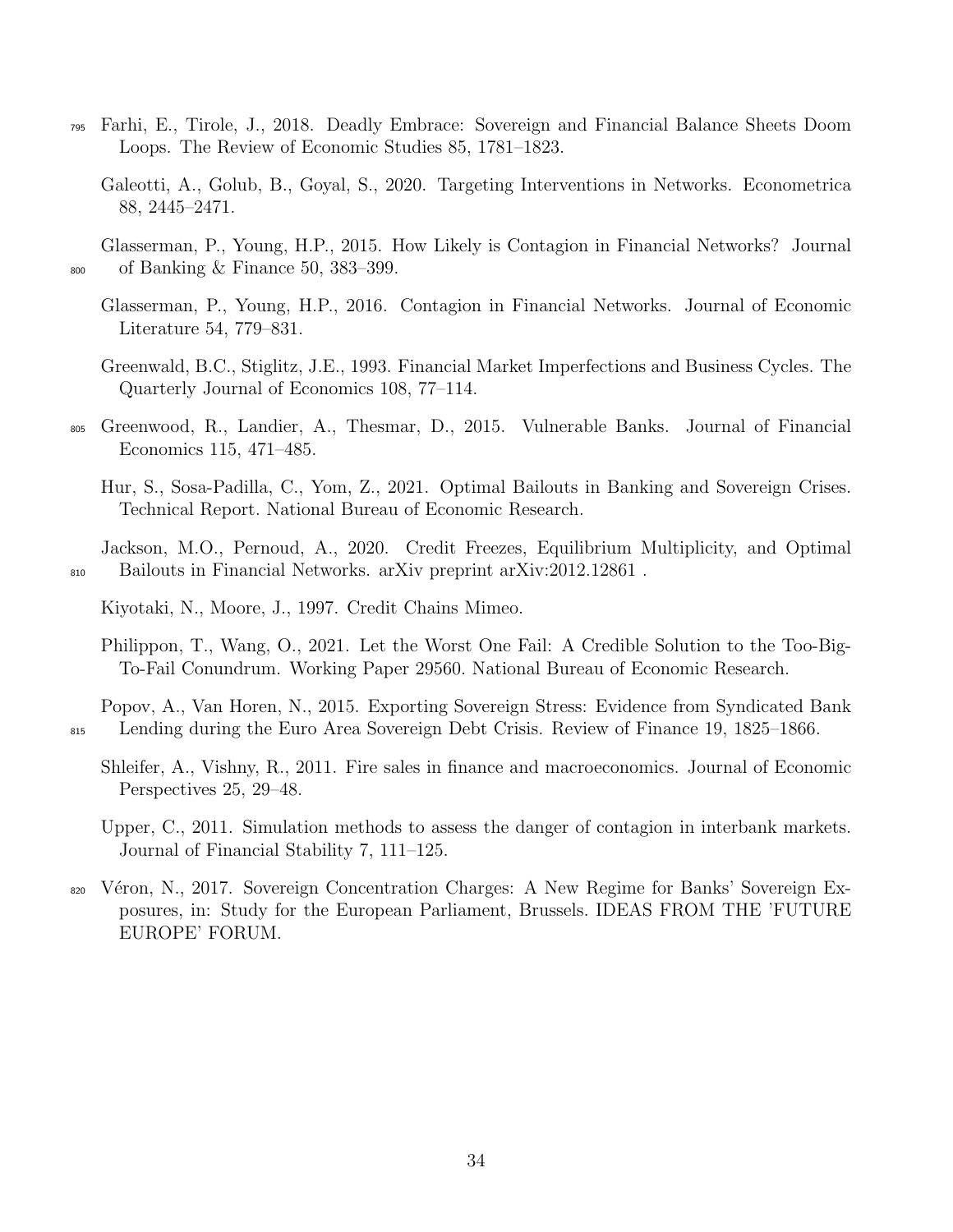Farhi, E., Tirole, J., 2018. Deadly Embrace: Sovereign and Financial Balance Sheets Doom Loops. The Review of Economic Studies 85, 1781–1823.

Galeotti, A., Golub, B., Goyal, S., 2020. Targeting Interventions in Networks. Econometrica 88, 2445–2471.

Glasserman, P., Young, H.P., 2015. How Likely is Contagion in Financial Networks? Journal of Banking & Finance 50, 383–399.

Glasserman, P., Young, H.P., 2016. Contagion in Financial Networks. Journal of Economic Literature 54, 779–831.

Greenwald, B.C., Stiglitz, J.E., 1993. Financial Market Imperfections and Business Cycles. The Quarterly Journal of Economics 108, 77–114.

Greenwood, R., Landier, A., Thesmar, D., 2015. Vulnerable Banks. Journal of Financial Economics 115, 471–485.

Hur, S., Sosa-Padilla, C., Yom, Z., 2021. Optimal Bailouts in Banking and Sovereign Crises. Technical Report. National Bureau of Economic Research.

Jackson, M.O., Pernoud, A., 2020. Credit Freezes, Equilibrium Multiplicity, and Optimal Bailouts in Financial Networks. arXiv preprint arXiv:2012.12861 .

Kiyotaki, N., Moore, J., 1997. Credit Chains Mimeo.

Philippon, T., Wang, O., 2021. Let the Worst One Fail: A Credible Solution to the Too-Big-To-Fail Conundrum. Working Paper 29560. National Bureau of Economic Research.

Popov, A., Van Horen, N., 2015. Exporting Sovereign Stress: Evidence from Syndicated Bank Lending during the Euro Area Sovereign Debt Crisis. Review of Finance 19, 1825–1866.

Shleifer, A., Vishny, R., 2011. Fire sales in finance and macroeconomics. Journal of Economic Perspectives 25, 29–48.

Upper, C., 2011. Simulation methods to assess the danger of contagion in interbank markets. Journal of Financial Stability 7, 111–125.

Véron, N., 2017. Sovereign Concentration Charges: A New Regime for Banks' Sovereign Exposures, in: Study for the European Parliament, Brussels. IDEAS FROM THE 'FUTURE EUROPE' FORUM.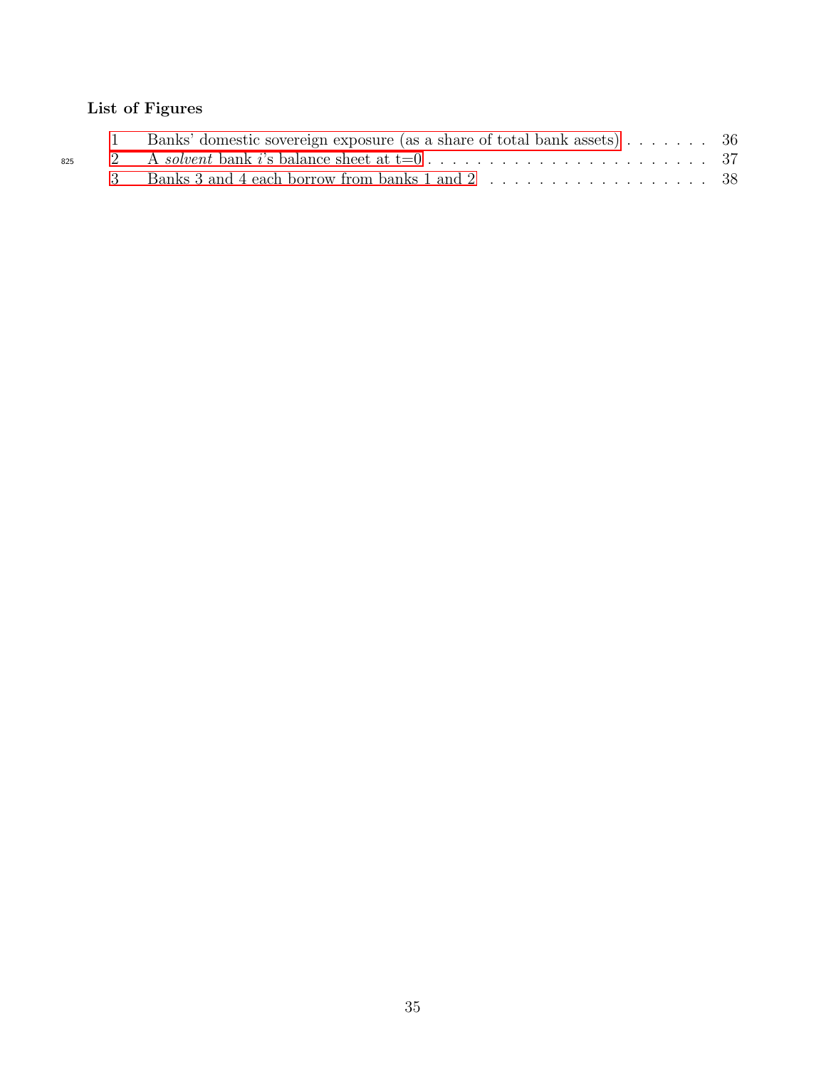## List of Figures

1 Banks' domestic sovereign exposure (as a share of total bank assets) . . . . . . . . 36
2 A *solvent* bank $i$'s balance sheet at t=0 . . . . . . . . . . . . . . . . . . . . . . . . 37
3 Banks 3 and 4 each borrow from banks 1 and 2 . . . . . . . . . . . . . . . . . . . 38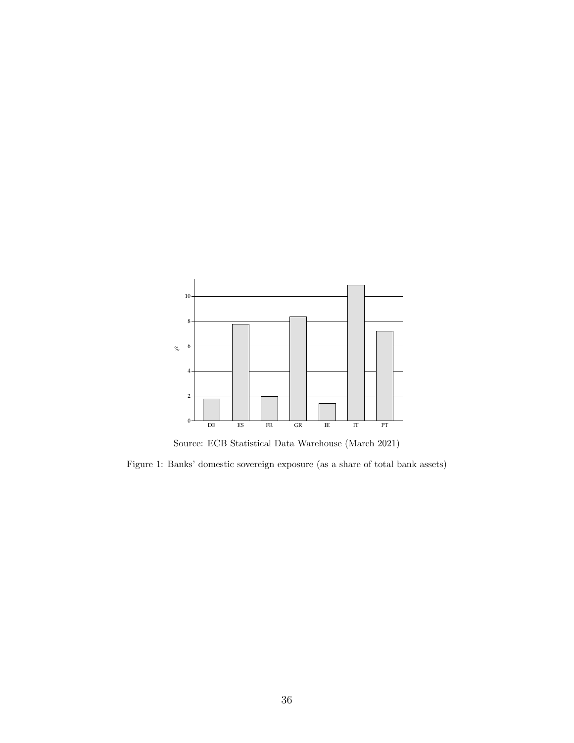Source: ECB Statistical Data Warehouse (March 2021)

Figure 1: Banks' domestic sovereign exposure (as a share of total bank assets)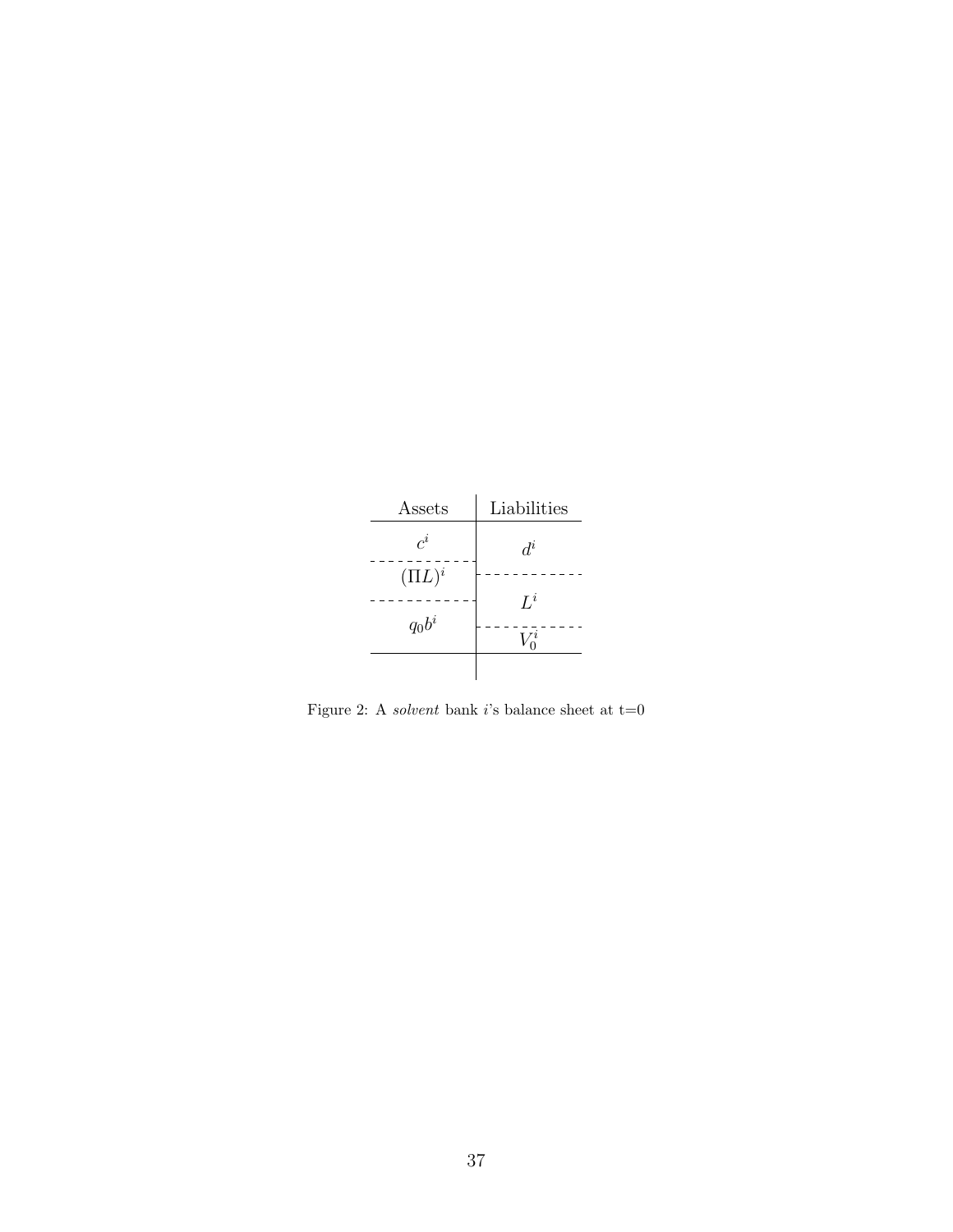| Assets | Liabilities |
|---|---|
| $c^i$ | $d^i$ |
| $(\Pi L)^i$ | $L^i$ |
| $q_0 b^i$ | $V_0^i$ |

Figure 2: A *solvent* bank $i$'s balance sheet at t=0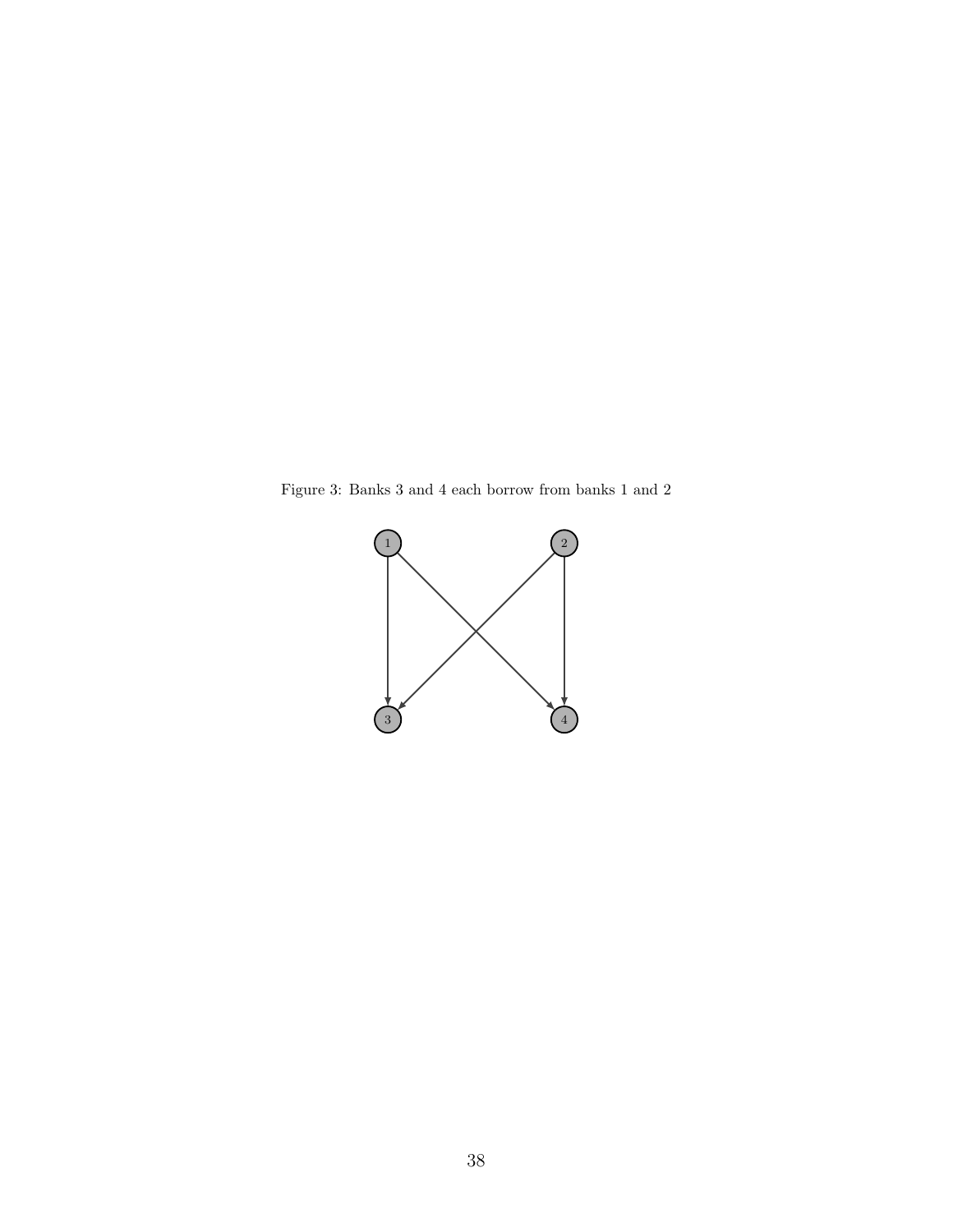Figure 3: Banks 3 and 4 each borrow from banks 1 and 2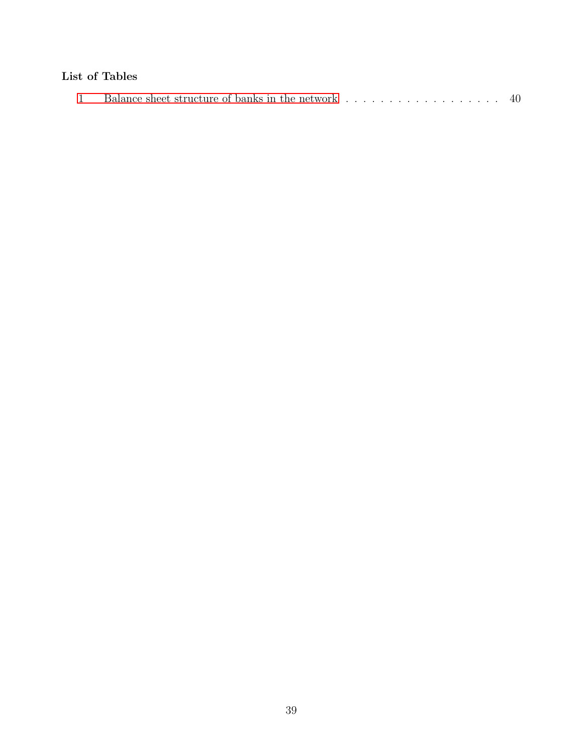**List of Tables**

1 Balance sheet structure of banks in the network . . . . . . . . . . . . . . . . . . . 40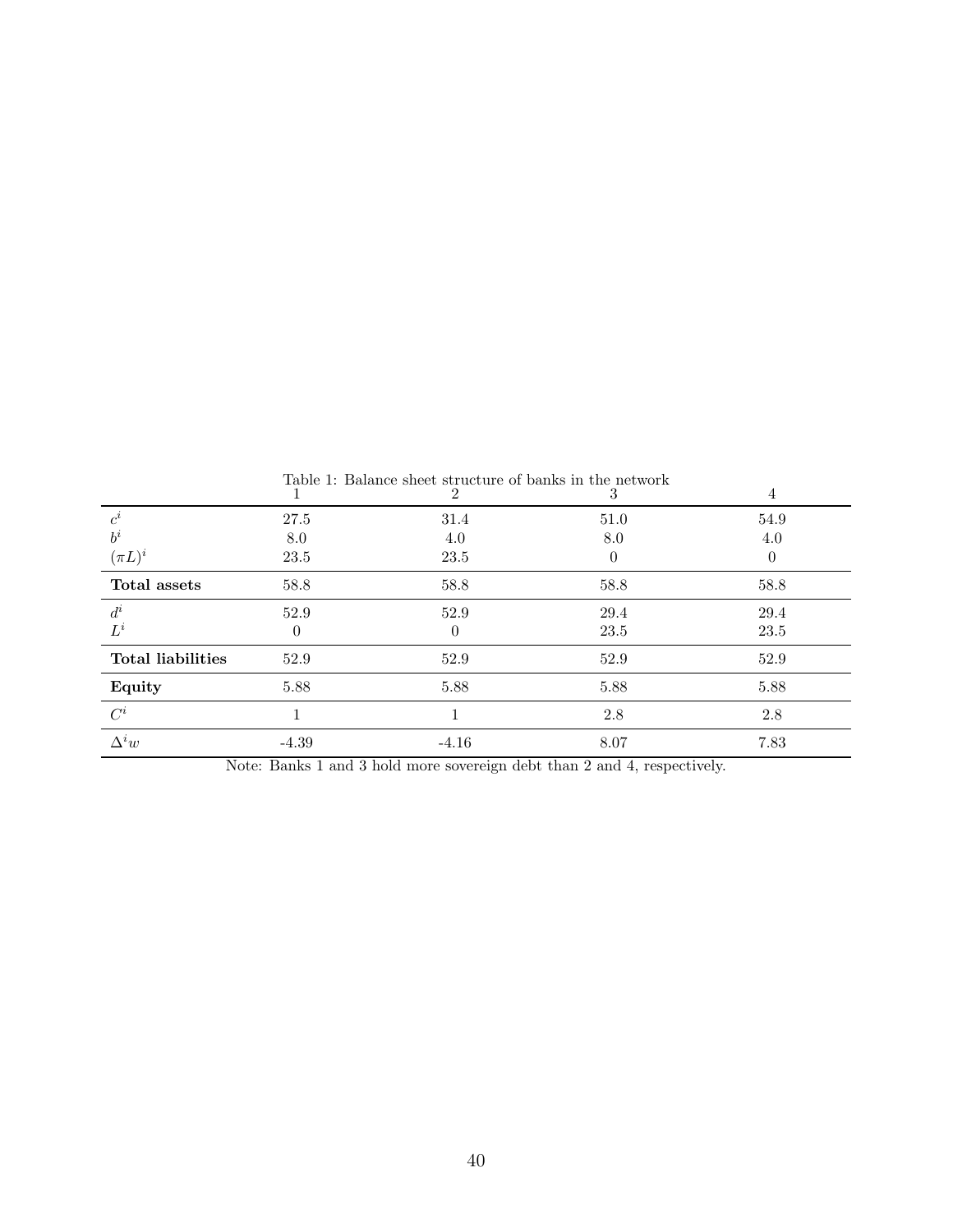Table 1: Balance sheet structure of banks in the network

| | 1 | 2 | 3 | 4 |
|---|---|---|---|---|
| $c^i$ | 27.5 | 31.4 | 51.0 | 54.9 |
| $b^i$ | 8.0 | 4.0 | 8.0 | 4.0 |
| $(\pi L)^i$ | 23.5 | 23.5 | 0 | 0 |
| **Total assets** | 58.8 | 58.8 | 58.8 | 58.8 |
| $d^i$ | 52.9 | 52.9 | 29.4 | 29.4 |
| $L^i$ | 0 | 0 | 23.5 | 23.5 |
| **Total liabilities** | 52.9 | 52.9 | 52.9 | 52.9 |
| **Equity** | 5.88 | 5.88 | 5.88 | 5.88 |
| $C^i$ | 1 | 1 | 2.8 | 2.8 |
| $\Delta^i w$ | -4.39 | -4.16 | 8.07 | 7.83 |

Note: Banks 1 and 3 hold more sovereign debt than 2 and 4, respectively.